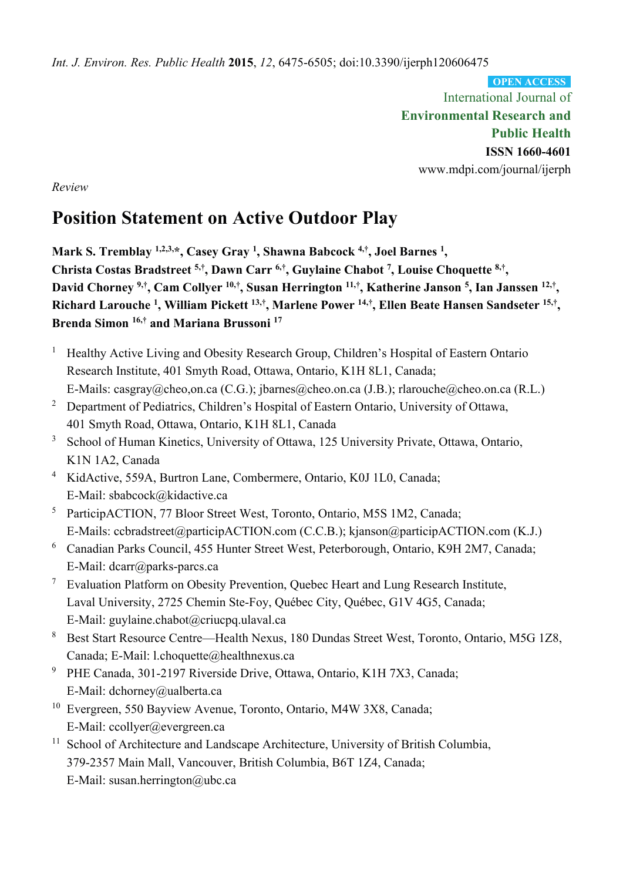*Int. J. Environ. Res. Public Health* **2015**, *12*, 6475-6505; doi:10.3390/ijerph120606475

**OPEN ACCESS**

International Journal of
**Environmental Research and Public Health**
**ISSN 1660-4601**
www.mdpi.com/journal/ijerph

*Review*

# Position Statement on Active Outdoor Play

**Mark S. Tremblay [1,2,3,*], Casey Gray [1], Shawna Babcock [4,†], Joel Barnes [1], Christa Costas Bradstreet [5,†], Dawn Carr [6,†], Guylaine Chabot [7], Louise Choquette [8,†], David Chorney [9,†], Cam Collyer [10,†], Susan Herrington [11,†], Katherine Janson [5], Ian Janssen [12,†], Richard Larouche [1], William Pickett [13,†], Marlene Power [14,†], Ellen Beate Hansen Sandseter [15,†], Brenda Simon [16,†] and Mariana Brussoni [17]**

1. Healthy Active Living and Obesity Research Group, Children's Hospital of Eastern Ontario Research Institute, 401 Smyth Road, Ottawa, Ontario, K1H 8L1, Canada; E-Mails: casgray@cheo,on.ca (C.G.); jbarnes@cheo.on.ca (J.B.); rlarouche@cheo.on.ca (R.L.)
2. Department of Pediatrics, Children's Hospital of Eastern Ontario, University of Ottawa, 401 Smyth Road, Ottawa, Ontario, K1H 8L1, Canada
3. School of Human Kinetics, University of Ottawa, 125 University Private, Ottawa, Ontario, K1N 1A2, Canada
4. KidActive, 559A, Burtron Lane, Combermere, Ontario, K0J 1L0, Canada; E-Mail: sbabcock@kidactive.ca
5. ParticipACTION, 77 Bloor Street West, Toronto, Ontario, M5S 1M2, Canada; E-Mails: ccbradstreet@participACTION.com (C.C.B.); kjanson@participACTION.com (K.J.)
6. Canadian Parks Council, 455 Hunter Street West, Peterborough, Ontario, K9H 2M7, Canada; E-Mail: dcarr@parks-parcs.ca
7. Evaluation Platform on Obesity Prevention, Quebec Heart and Lung Research Institute, Laval University, 2725 Chemin Ste-Foy, Québec City, Québec, G1V 4G5, Canada; E-Mail: guylaine.chabot@criucpq.ulaval.ca
8. Best Start Resource Centre—Health Nexus, 180 Dundas Street West, Toronto, Ontario, M5G 1Z8, Canada; E-Mail: l.choquette@healthnexus.ca
9. PHE Canada, 301-2197 Riverside Drive, Ottawa, Ontario, K1H 7X3, Canada; E-Mail: dchorney@ualberta.ca
10. Evergreen, 550 Bayview Avenue, Toronto, Ontario, M4W 3X8, Canada; E-Mail: ccollyer@evergreen.ca
11. School of Architecture and Landscape Architecture, University of British Columbia, 379-2357 Main Mall, Vancouver, British Columbia, B6T 1Z4, Canada; E-Mail: susan.herrington@ubc.ca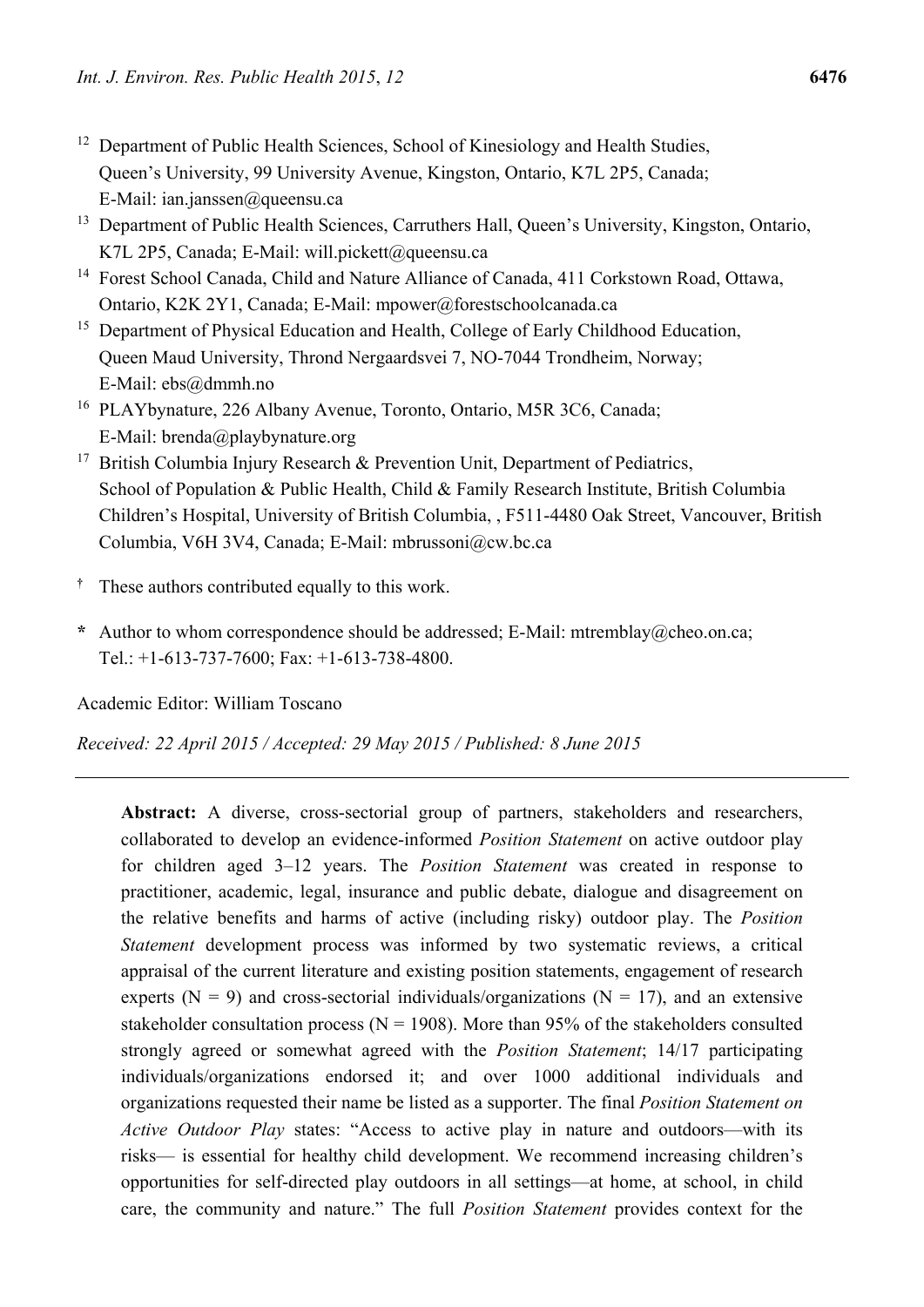[12] Department of Public Health Sciences, School of Kinesiology and Health Studies, Queen's University, 99 University Avenue, Kingston, Ontario, K7L 2P5, Canada; E-Mail: ian.janssen@queensu.ca

[13] Department of Public Health Sciences, Carruthers Hall, Queen's University, Kingston, Ontario, K7L 2P5, Canada; E-Mail: will.pickett@queensu.ca

[14] Forest School Canada, Child and Nature Alliance of Canada, 411 Corkstown Road, Ottawa, Ontario, K2K 2Y1, Canada; E-Mail: mpower@forestschoolcanada.ca

[15] Department of Physical Education and Health, College of Early Childhood Education, Queen Maud University, Thrond Nergaardsvei 7, NO-7044 Trondheim, Norway; E-Mail: ebs@dmmh.no

[16] PLAYbynature, 226 Albany Avenue, Toronto, Ontario, M5R 3C6, Canada; E-Mail: brenda@playbynature.org

[17] British Columbia Injury Research & Prevention Unit, Department of Pediatrics, School of Population & Public Health, Child & Family Research Institute, British Columbia Children's Hospital, University of British Columbia, , F511-4480 Oak Street, Vancouver, British Columbia, V6H 3V4, Canada; E-Mail: mbrussoni@cw.bc.ca

[†] These authors contributed equally to this work.

[*] Author to whom correspondence should be addressed; E-Mail: mtremblay@cheo.on.ca; Tel.: +1-613-737-7600; Fax: +1-613-738-4800.

Academic Editor: William Toscano

*Received: 22 April 2015 / Accepted: 29 May 2015 / Published: 8 June 2015*

---

**Abstract:** A diverse, cross-sectorial group of partners, stakeholders and researchers, collaborated to develop an evidence-informed *Position Statement* on active outdoor play for children aged 3–12 years. The *Position Statement* was created in response to practitioner, academic, legal, insurance and public debate, dialogue and disagreement on the relative benefits and harms of active (including risky) outdoor play. The *Position Statement* development process was informed by two systematic reviews, a critical appraisal of the current literature and existing position statements, engagement of research experts (N = 9) and cross-sectorial individuals/organizations (N = 17), and an extensive stakeholder consultation process (N = 1908). More than 95% of the stakeholders consulted strongly agreed or somewhat agreed with the *Position Statement*; 14/17 participating individuals/organizations endorsed it; and over 1000 additional individuals and organizations requested their name be listed as a supporter. The final *Position Statement on Active Outdoor Play* states: "Access to active play in nature and outdoors—with its risks— is essential for healthy child development. We recommend increasing children's opportunities for self-directed play outdoors in all settings—at home, at school, in child care, the community and nature." The full *Position Statement* provides context for the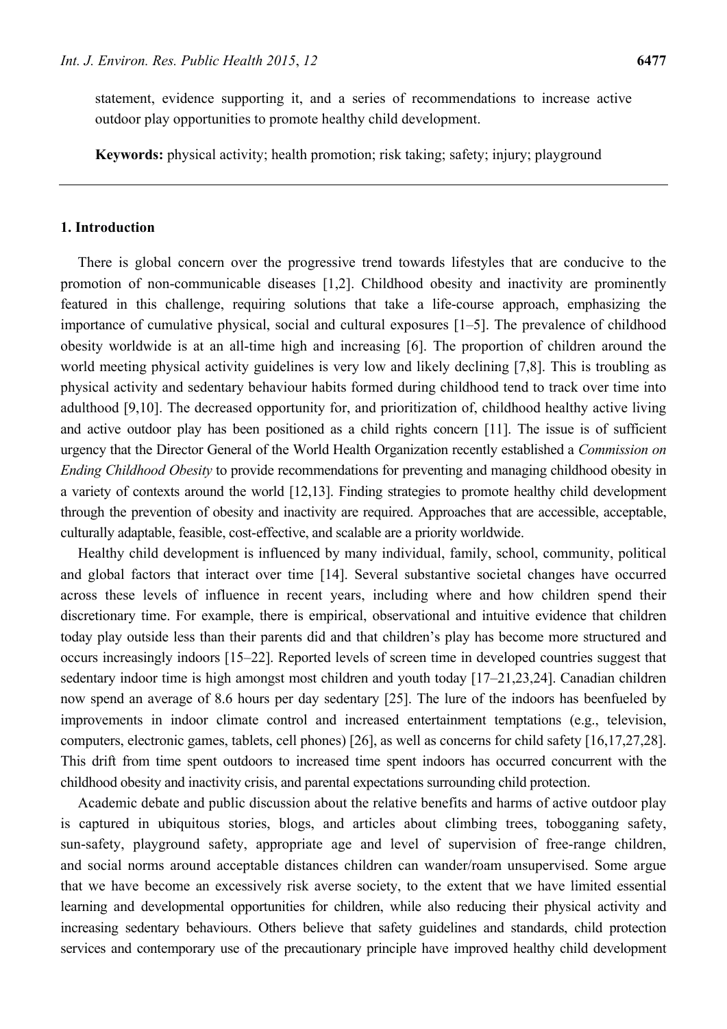statement, evidence supporting it, and a series of recommendations to increase active outdoor play opportunities to promote healthy child development.

**Keywords:** physical activity; health promotion; risk taking; safety; injury; playground

---

## 1. Introduction

There is global concern over the progressive trend towards lifestyles that are conducive to the promotion of non-communicable diseases [1,2]. Childhood obesity and inactivity are prominently featured in this challenge, requiring solutions that take a life-course approach, emphasizing the importance of cumulative physical, social and cultural exposures [1–5]. The prevalence of childhood obesity worldwide is at an all-time high and increasing [6]. The proportion of children around the world meeting physical activity guidelines is very low and likely declining [7,8]. This is troubling as physical activity and sedentary behaviour habits formed during childhood tend to track over time into adulthood [9,10]. The decreased opportunity for, and prioritization of, childhood healthy active living and active outdoor play has been positioned as a child rights concern [11]. The issue is of sufficient urgency that the Director General of the World Health Organization recently established a *Commission on Ending Childhood Obesity* to provide recommendations for preventing and managing childhood obesity in a variety of contexts around the world [12,13]. Finding strategies to promote healthy child development through the prevention of obesity and inactivity are required. Approaches that are accessible, acceptable, culturally adaptable, feasible, cost-effective, and scalable are a priority worldwide.

Healthy child development is influenced by many individual, family, school, community, political and global factors that interact over time [14]. Several substantive societal changes have occurred across these levels of influence in recent years, including where and how children spend their discretionary time. For example, there is empirical, observational and intuitive evidence that children today play outside less than their parents did and that children's play has become more structured and occurs increasingly indoors [15–22]. Reported levels of screen time in developed countries suggest that sedentary indoor time is high amongst most children and youth today [17–21,23,24]. Canadian children now spend an average of 8.6 hours per day sedentary [25]. The lure of the indoors has beenfueled by improvements in indoor climate control and increased entertainment temptations (e.g., television, computers, electronic games, tablets, cell phones) [26], as well as concerns for child safety [16,17,27,28]. This drift from time spent outdoors to increased time spent indoors has occurred concurrent with the childhood obesity and inactivity crisis, and parental expectations surrounding child protection.

Academic debate and public discussion about the relative benefits and harms of active outdoor play is captured in ubiquitous stories, blogs, and articles about climbing trees, tobogganing safety, sun-safety, playground safety, appropriate age and level of supervision of free-range children, and social norms around acceptable distances children can wander/roam unsupervised. Some argue that we have become an excessively risk averse society, to the extent that we have limited essential learning and developmental opportunities for children, while also reducing their physical activity and increasing sedentary behaviours. Others believe that safety guidelines and standards, child protection services and contemporary use of the precautionary principle have improved healthy child development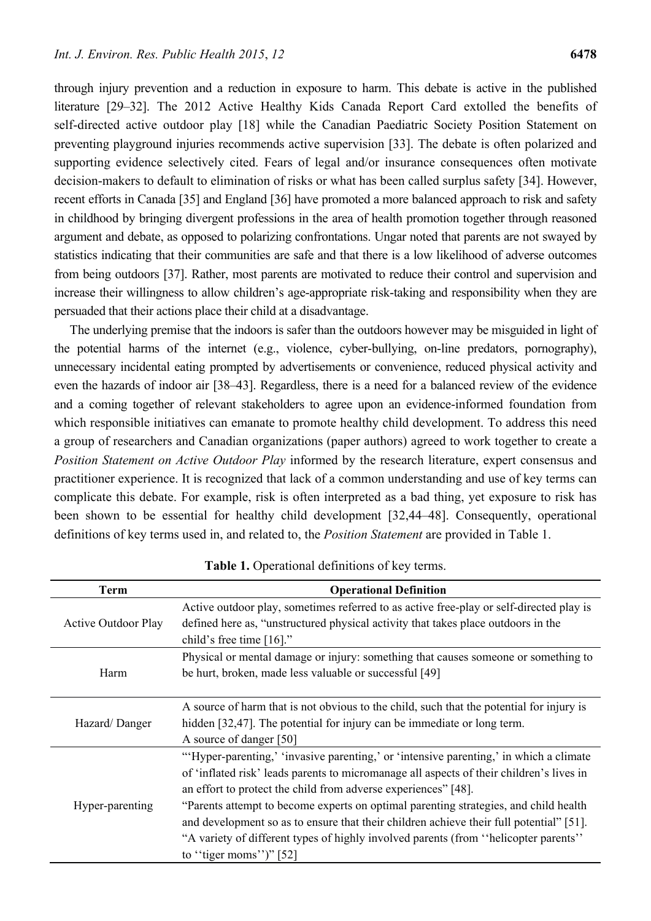through injury prevention and a reduction in exposure to harm. This debate is active in the published literature [29–32]. The 2012 Active Healthy Kids Canada Report Card extolled the benefits of self-directed active outdoor play [18] while the Canadian Paediatric Society Position Statement on preventing playground injuries recommends active supervision [33]. The debate is often polarized and supporting evidence selectively cited. Fears of legal and/or insurance consequences often motivate decision-makers to default to elimination of risks or what has been called surplus safety [34]. However, recent efforts in Canada [35] and England [36] have promoted a more balanced approach to risk and safety in childhood by bringing divergent professions in the area of health promotion together through reasoned argument and debate, as opposed to polarizing confrontations. Ungar noted that parents are not swayed by statistics indicating that their communities are safe and that there is a low likelihood of adverse outcomes from being outdoors [37]. Rather, most parents are motivated to reduce their control and supervision and increase their willingness to allow children's age-appropriate risk-taking and responsibility when they are persuaded that their actions place their child at a disadvantage.

The underlying premise that the indoors is safer than the outdoors however may be misguided in light of the potential harms of the internet (e.g., violence, cyber-bullying, on-line predators, pornography), unnecessary incidental eating prompted by advertisements or convenience, reduced physical activity and even the hazards of indoor air [38–43]. Regardless, there is a need for a balanced review of the evidence and a coming together of relevant stakeholders to agree upon an evidence-informed foundation from which responsible initiatives can emanate to promote healthy child development. To address this need a group of researchers and Canadian organizations (paper authors) agreed to work together to create a *Position Statement on Active Outdoor Play* informed by the research literature, expert consensus and practitioner experience. It is recognized that lack of a common understanding and use of key terms can complicate this debate. For example, risk is often interpreted as a bad thing, yet exposure to risk has been shown to be essential for healthy child development [32,44–48]. Consequently, operational definitions of key terms used in, and related to, the *Position Statement* are provided in Table 1.

**Table 1.** Operational definitions of key terms.

| Term | Operational Definition |
|---|---|
| Active Outdoor Play | Active outdoor play, sometimes referred to as active free-play or self-directed play is defined here as, "unstructured physical activity that takes place outdoors in the child's free time [16]." |
| Harm | Physical or mental damage or injury: something that causes someone or something to be hurt, broken, made less valuable or successful [49] |
| Hazard/ Danger | A source of harm that is not obvious to the child, such that the potential for injury is hidden [32,47]. The potential for injury can be immediate or long term. A source of danger [50] |
| Hyper-parenting | "'Hyper-parenting,' 'invasive parenting,' or 'intensive parenting,' in which a climate of 'inflated risk' leads parents to micromanage all aspects of their children's lives in an effort to protect the child from adverse experiences" [48]. "Parents attempt to become experts on optimal parenting strategies, and child health and development so as to ensure that their children achieve their full potential" [51]. "A variety of different types of highly involved parents (from ''helicopter parents'' to ''tiger moms'')" [52] |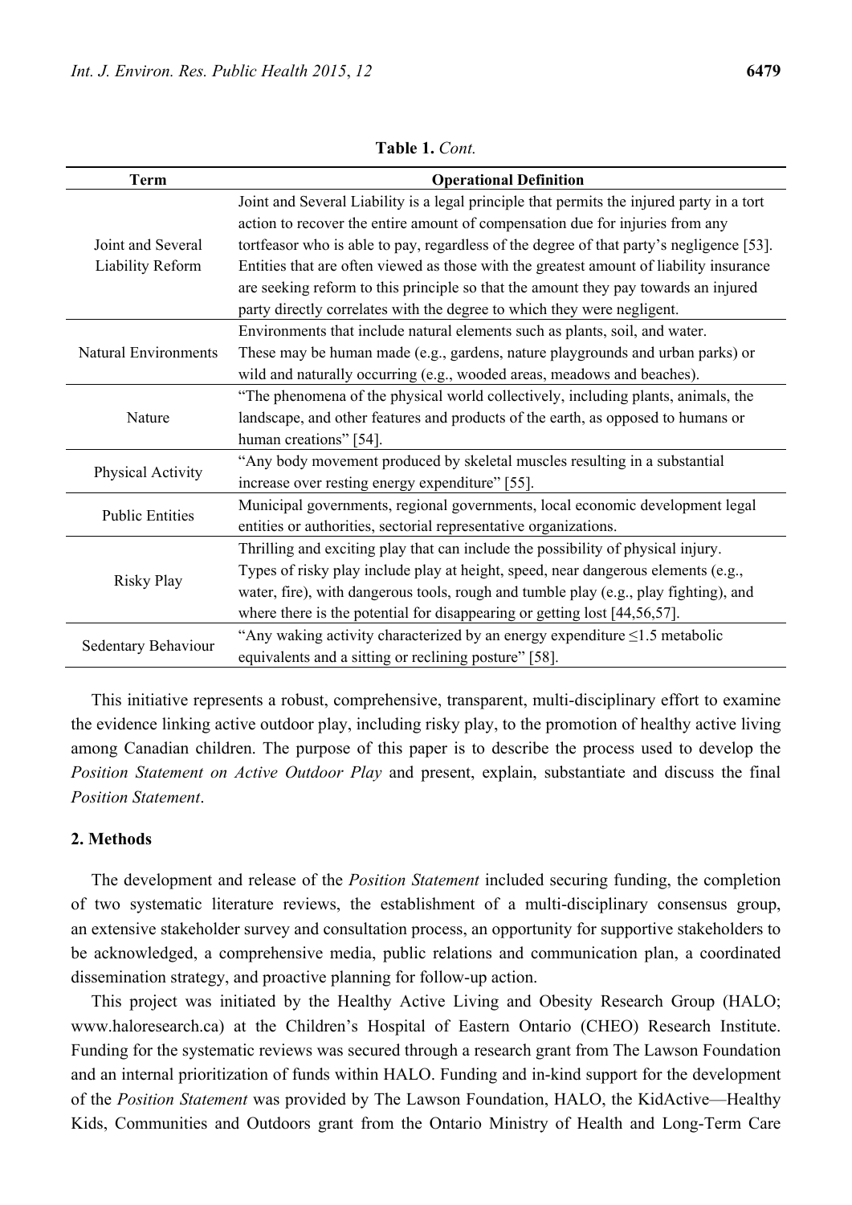**Table 1.** *Cont.*

| Term | Operational Definition |
|---|---|
| Joint and Several Liability Reform | Joint and Several Liability is a legal principle that permits the injured party in a tort action to recover the entire amount of compensation due for injuries from any tortfeasor who is able to pay, regardless of the degree of that party's negligence [53]. Entities that are often viewed as those with the greatest amount of liability insurance are seeking reform to this principle so that the amount they pay towards an injured party directly correlates with the degree to which they were negligent. |
| Natural Environments | Environments that include natural elements such as plants, soil, and water. These may be human made (e.g., gardens, nature playgrounds and urban parks) or wild and naturally occurring (e.g., wooded areas, meadows and beaches). |
| Nature | "The phenomena of the physical world collectively, including plants, animals, the landscape, and other features and products of the earth, as opposed to humans or human creations" [54]. |
| Physical Activity | "Any body movement produced by skeletal muscles resulting in a substantial increase over resting energy expenditure" [55]. |
| Public Entities | Municipal governments, regional governments, local economic development legal entities or authorities, sectorial representative organizations. |
| Risky Play | Thrilling and exciting play that can include the possibility of physical injury. Types of risky play include play at height, speed, near dangerous elements (e.g., water, fire), with dangerous tools, rough and tumble play (e.g., play fighting), and where there is the potential for disappearing or getting lost [44,56,57]. |
| Sedentary Behaviour | "Any waking activity characterized by an energy expenditure ≤1.5 metabolic equivalents and a sitting or reclining posture" [58]. |

This initiative represents a robust, comprehensive, transparent, multi-disciplinary effort to examine the evidence linking active outdoor play, including risky play, to the promotion of healthy active living among Canadian children. The purpose of this paper is to describe the process used to develop the *Position Statement on Active Outdoor Play* and present, explain, substantiate and discuss the final *Position Statement*.

## 2. Methods

The development and release of the *Position Statement* included securing funding, the completion of two systematic literature reviews, the establishment of a multi-disciplinary consensus group, an extensive stakeholder survey and consultation process, an opportunity for supportive stakeholders to be acknowledged, a comprehensive media, public relations and communication plan, a coordinated dissemination strategy, and proactive planning for follow-up action.

This project was initiated by the Healthy Active Living and Obesity Research Group (HALO; www.haloresearch.ca) at the Children's Hospital of Eastern Ontario (CHEO) Research Institute. Funding for the systematic reviews was secured through a research grant from The Lawson Foundation and an internal prioritization of funds within HALO. Funding and in-kind support for the development of the *Position Statement* was provided by The Lawson Foundation, HALO, the KidActive—Healthy Kids, Communities and Outdoors grant from the Ontario Ministry of Health and Long-Term Care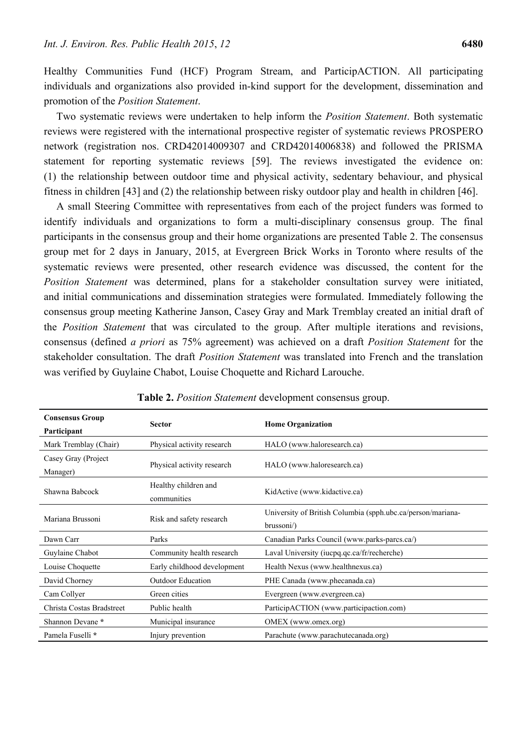Healthy Communities Fund (HCF) Program Stream, and ParticipACTION. All participating individuals and organizations also provided in-kind support for the development, dissemination and promotion of the *Position Statement*.

Two systematic reviews were undertaken to help inform the *Position Statement*. Both systematic reviews were registered with the international prospective register of systematic reviews PROSPERO network (registration nos. CRD42014009307 and CRD42014006838) and followed the PRISMA statement for reporting systematic reviews [59]. The reviews investigated the evidence on: (1) the relationship between outdoor time and physical activity, sedentary behaviour, and physical fitness in children [43] and (2) the relationship between risky outdoor play and health in children [46].

A small Steering Committee with representatives from each of the project funders was formed to identify individuals and organizations to form a multi-disciplinary consensus group. The final participants in the consensus group and their home organizations are presented Table 2. The consensus group met for 2 days in January, 2015, at Evergreen Brick Works in Toronto where results of the systematic reviews were presented, other research evidence was discussed, the content for the *Position Statement* was determined, plans for a stakeholder consultation survey were initiated, and initial communications and dissemination strategies were formulated. Immediately following the consensus group meeting Katherine Janson, Casey Gray and Mark Tremblay created an initial draft of the *Position Statement* that was circulated to the group. After multiple iterations and revisions, consensus (defined *a priori* as 75% agreement) was achieved on a draft *Position Statement* for the stakeholder consultation. The draft *Position Statement* was translated into French and the translation was verified by Guylaine Chabot, Louise Choquette and Richard Larouche.

**Table 2.** *Position Statement* development consensus group.

| Consensus Group Participant | Sector | Home Organization |
| --- | --- | --- |
| Mark Tremblay (Chair) | Physical activity research | HALO (www.haloresearch.ca) |
| Casey Gray (Project Manager) | Physical activity research | HALO (www.haloresearch.ca) |
| Shawna Babcock | Healthy children and communities | KidActive (www.kidactive.ca) |
| Mariana Brussoni | Risk and safety research | University of British Columbia (spph.ubc.ca/person/mariana-brussoni/) |
| Dawn Carr | Parks | Canadian Parks Council (www.parks-parcs.ca/) |
| Guylaine Chabot | Community health research | Laval University (iucpq.qc.ca/fr/recherche) |
| Louise Choquette | Early childhood development | Health Nexus (www.healthnexus.ca) |
| David Chorney | Outdoor Education | PHE Canada (www.phecanada.ca) |
| Cam Collyer | Green cities | Evergreen (www.evergreen.ca) |
| Christa Costas Bradstreet | Public health | ParticipACTION (www.participaction.com) |
| Shannon Devane * | Municipal insurance | OMEX (www.omex.org) |
| Pamela Fuselli * | Injury prevention | Parachute (www.parachutecanada.org) |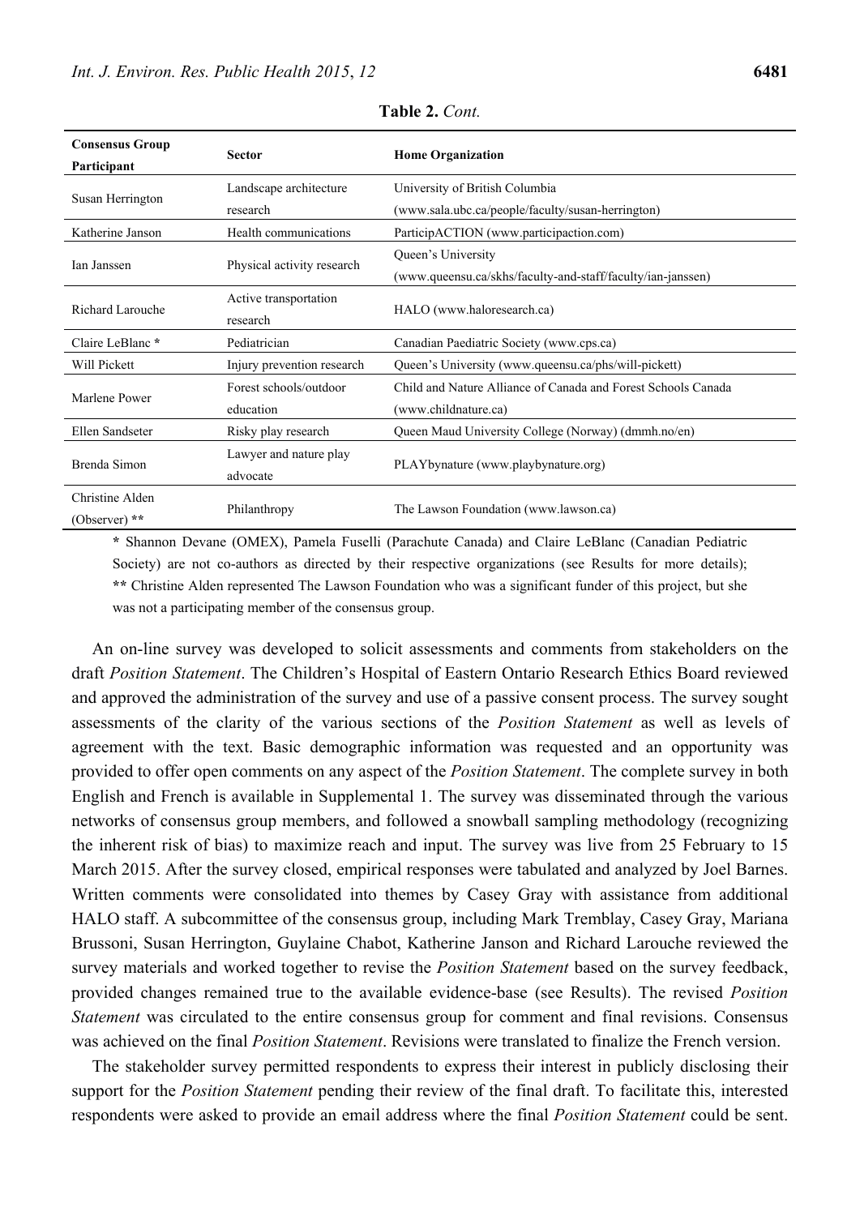**Table 2.** *Cont.*

| Consensus Group Participant | Sector | Home Organization |
|---|---|---|
| Susan Herrington | Landscape architecture research | University of British Columbia (www.sala.ubc.ca/people/faculty/susan-herrington) |
| Katherine Janson | Health communications | ParticipACTION (www.participaction.com) |
| Ian Janssen | Physical activity research | Queen's University (www.queensu.ca/skhs/faculty-and-staff/faculty/ian-janssen) |
| Richard Larouche | Active transportation research | HALO (www.haloresearch.ca) |
| Claire LeBlanc * | Pediatrician | Canadian Paediatric Society (www.cps.ca) |
| Will Pickett | Injury prevention research | Queen's University (www.queensu.ca/phs/will-pickett) |
| Marlene Power | Forest schools/outdoor education | Child and Nature Alliance of Canada and Forest Schools Canada (www.childnature.ca) |
| Ellen Sandseter | Risky play research | Queen Maud University College (Norway) (dmmh.no/en) |
| Brenda Simon | Lawyer and nature play advocate | PLAYbynature (www.playbynature.org) |
| Christine Alden (Observer) ** | Philanthropy | The Lawson Foundation (www.lawson.ca) |

* Shannon Devane (OMEX), Pamela Fuselli (Parachute Canada) and Claire LeBlanc (Canadian Pediatric Society) are not co-authors as directed by their respective organizations (see Results for more details); ** Christine Alden represented The Lawson Foundation who was a significant funder of this project, but she was not a participating member of the consensus group.

An on-line survey was developed to solicit assessments and comments from stakeholders on the draft *Position Statement*. The Children's Hospital of Eastern Ontario Research Ethics Board reviewed and approved the administration of the survey and use of a passive consent process. The survey sought assessments of the clarity of the various sections of the *Position Statement* as well as levels of agreement with the text. Basic demographic information was requested and an opportunity was provided to offer open comments on any aspect of the *Position Statement*. The complete survey in both English and French is available in Supplemental 1. The survey was disseminated through the various networks of consensus group members, and followed a snowball sampling methodology (recognizing the inherent risk of bias) to maximize reach and input. The survey was live from 25 February to 15 March 2015. After the survey closed, empirical responses were tabulated and analyzed by Joel Barnes. Written comments were consolidated into themes by Casey Gray with assistance from additional HALO staff. A subcommittee of the consensus group, including Mark Tremblay, Casey Gray, Mariana Brussoni, Susan Herrington, Guylaine Chabot, Katherine Janson and Richard Larouche reviewed the survey materials and worked together to revise the *Position Statement* based on the survey feedback, provided changes remained true to the available evidence-base (see Results). The revised *Position Statement* was circulated to the entire consensus group for comment and final revisions. Consensus was achieved on the final *Position Statement*. Revisions were translated to finalize the French version.

The stakeholder survey permitted respondents to express their interest in publicly disclosing their support for the *Position Statement* pending their review of the final draft. To facilitate this, interested respondents were asked to provide an email address where the final *Position Statement* could be sent.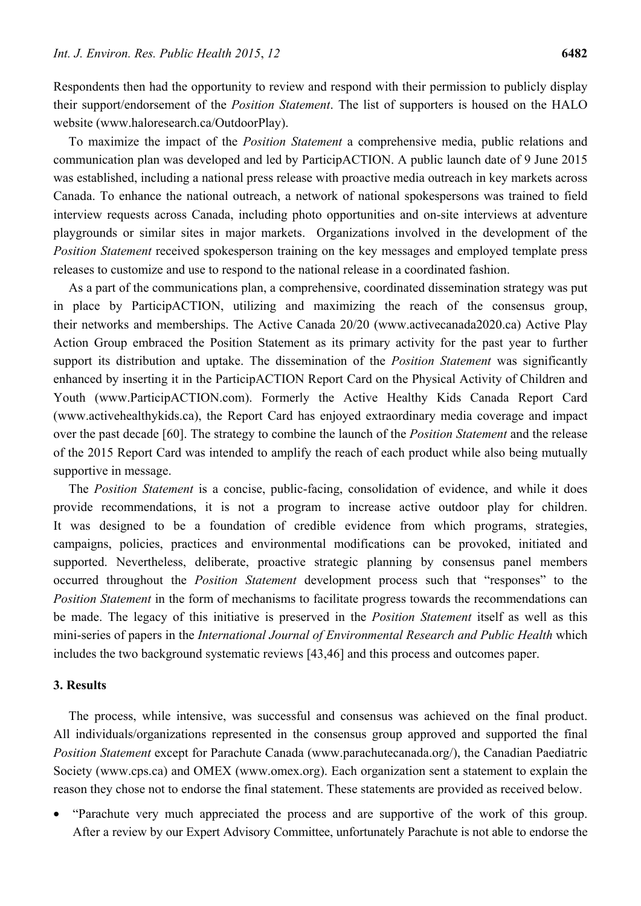Respondents then had the opportunity to review and respond with their permission to publicly display their support/endorsement of the *Position Statement*. The list of supporters is housed on the HALO website (www.haloresearch.ca/OutdoorPlay).

To maximize the impact of the *Position Statement* a comprehensive media, public relations and communication plan was developed and led by ParticipACTION. A public launch date of 9 June 2015 was established, including a national press release with proactive media outreach in key markets across Canada. To enhance the national outreach, a network of national spokespersons was trained to field interview requests across Canada, including photo opportunities and on-site interviews at adventure playgrounds or similar sites in major markets. Organizations involved in the development of the *Position Statement* received spokesperson training on the key messages and employed template press releases to customize and use to respond to the national release in a coordinated fashion.

As a part of the communications plan, a comprehensive, coordinated dissemination strategy was put in place by ParticipACTION, utilizing and maximizing the reach of the consensus group, their networks and memberships. The Active Canada 20/20 (www.activecanada2020.ca) Active Play Action Group embraced the Position Statement as its primary activity for the past year to further support its distribution and uptake. The dissemination of the *Position Statement* was significantly enhanced by inserting it in the ParticipACTION Report Card on the Physical Activity of Children and Youth (www.ParticipACTION.com). Formerly the Active Healthy Kids Canada Report Card (www.activehealthykids.ca), the Report Card has enjoyed extraordinary media coverage and impact over the past decade [60]. The strategy to combine the launch of the *Position Statement* and the release of the 2015 Report Card was intended to amplify the reach of each product while also being mutually supportive in message.

The *Position Statement* is a concise, public-facing, consolidation of evidence, and while it does provide recommendations, it is not a program to increase active outdoor play for children. It was designed to be a foundation of credible evidence from which programs, strategies, campaigns, policies, practices and environmental modifications can be provoked, initiated and supported. Nevertheless, deliberate, proactive strategic planning by consensus panel members occurred throughout the *Position Statement* development process such that "responses" to the *Position Statement* in the form of mechanisms to facilitate progress towards the recommendations can be made. The legacy of this initiative is preserved in the *Position Statement* itself as well as this mini-series of papers in the *International Journal of Environmental Research and Public Health* which includes the two background systematic reviews [43,46] and this process and outcomes paper.

## 3. Results

The process, while intensive, was successful and consensus was achieved on the final product. All individuals/organizations represented in the consensus group approved and supported the final *Position Statement* except for Parachute Canada (www.parachutecanada.org/), the Canadian Paediatric Society (www.cps.ca) and OMEX (www.omex.org). Each organization sent a statement to explain the reason they chose not to endorse the final statement. These statements are provided as received below.

- "Parachute very much appreciated the process and are supportive of the work of this group. After a review by our Expert Advisory Committee, unfortunately Parachute is not able to endorse the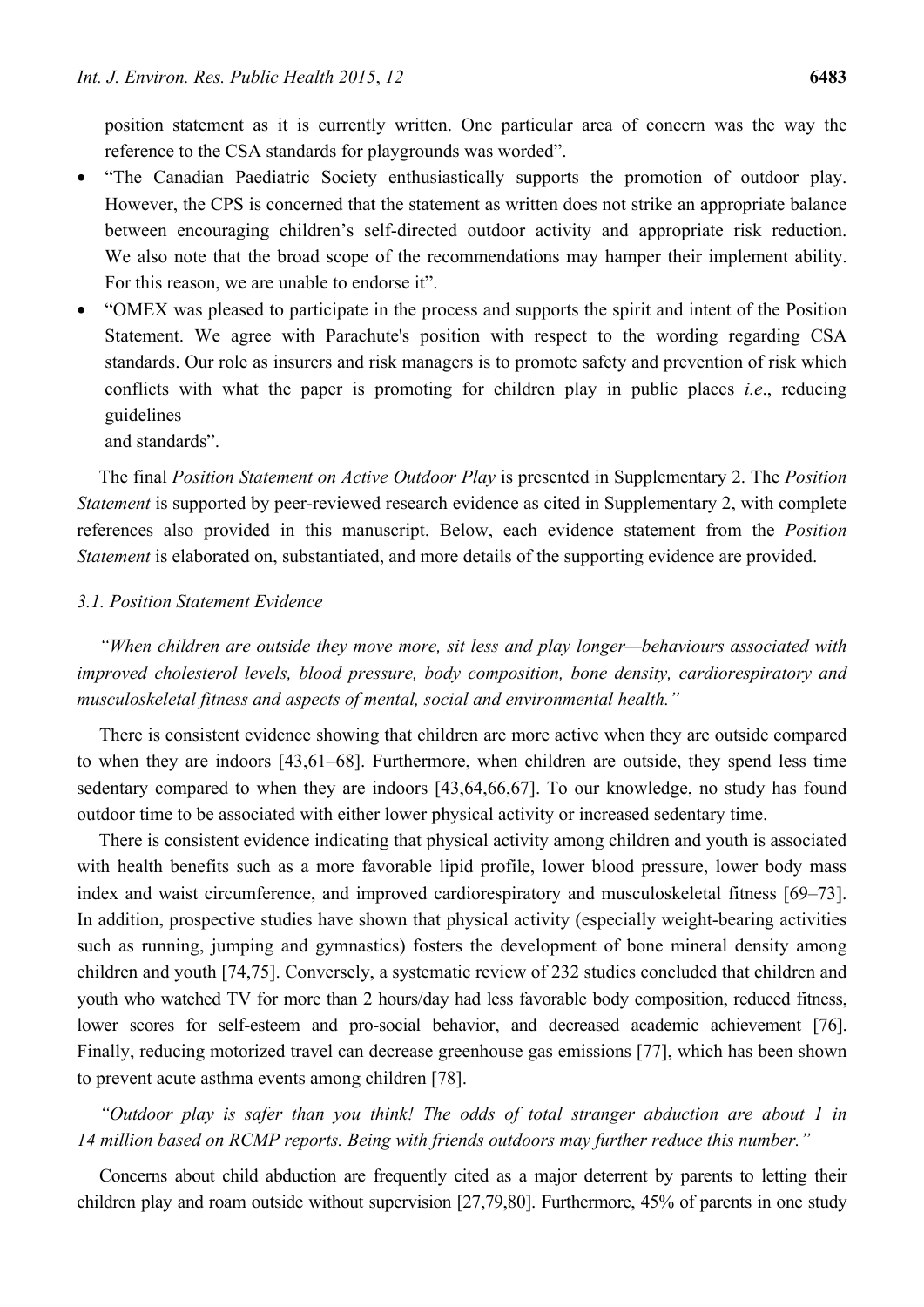position statement as it is currently written. One particular area of concern was the way the reference to the CSA standards for playgrounds was worded".

- "The Canadian Paediatric Society enthusiastically supports the promotion of outdoor play. However, the CPS is concerned that the statement as written does not strike an appropriate balance between encouraging children's self-directed outdoor activity and appropriate risk reduction. We also note that the broad scope of the recommendations may hamper their implement ability. For this reason, we are unable to endorse it".
- "OMEX was pleased to participate in the process and supports the spirit and intent of the Position Statement. We agree with Parachute's position with respect to the wording regarding CSA standards. Our role as insurers and risk managers is to promote safety and prevention of risk which conflicts with what the paper is promoting for children play in public places *i.e*., reducing guidelines and standards".

The final *Position Statement on Active Outdoor Play* is presented in Supplementary 2. The *Position Statement* is supported by peer-reviewed research evidence as cited in Supplementary 2, with complete references also provided in this manuscript. Below, each evidence statement from the *Position Statement* is elaborated on, substantiated, and more details of the supporting evidence are provided.

### 3.1. Position Statement Evidence

*"When children are outside they move more, sit less and play longer—behaviours associated with improved cholesterol levels, blood pressure, body composition, bone density, cardiorespiratory and musculoskeletal fitness and aspects of mental, social and environmental health."*

There is consistent evidence showing that children are more active when they are outside compared to when they are indoors [43,61–68]. Furthermore, when children are outside, they spend less time sedentary compared to when they are indoors [43,64,66,67]. To our knowledge, no study has found outdoor time to be associated with either lower physical activity or increased sedentary time.

There is consistent evidence indicating that physical activity among children and youth is associated with health benefits such as a more favorable lipid profile, lower blood pressure, lower body mass index and waist circumference, and improved cardiorespiratory and musculoskeletal fitness [69–73]. In addition, prospective studies have shown that physical activity (especially weight-bearing activities such as running, jumping and gymnastics) fosters the development of bone mineral density among children and youth [74,75]. Conversely, a systematic review of 232 studies concluded that children and youth who watched TV for more than 2 hours/day had less favorable body composition, reduced fitness, lower scores for self-esteem and pro-social behavior, and decreased academic achievement [76]. Finally, reducing motorized travel can decrease greenhouse gas emissions [77], which has been shown to prevent acute asthma events among children [78].

*"Outdoor play is safer than you think! The odds of total stranger abduction are about 1 in 14 million based on RCMP reports. Being with friends outdoors may further reduce this number."*

Concerns about child abduction are frequently cited as a major deterrent by parents to letting their children play and roam outside without supervision [27,79,80]. Furthermore, 45% of parents in one study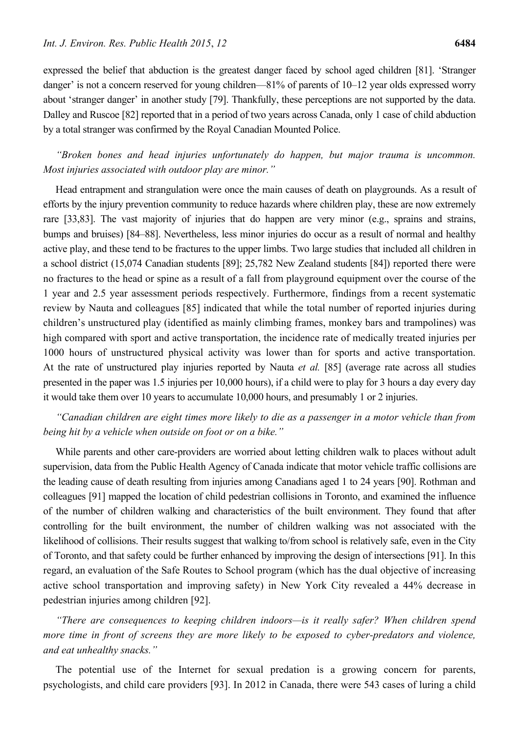expressed the belief that abduction is the greatest danger faced by school aged children [81]. 'Stranger danger' is not a concern reserved for young children—81% of parents of 10–12 year olds expressed worry about 'stranger danger' in another study [79]. Thankfully, these perceptions are not supported by the data. Dalley and Ruscoe [82] reported that in a period of two years across Canada, only 1 case of child abduction by a total stranger was confirmed by the Royal Canadian Mounted Police.

*"Broken bones and head injuries unfortunately do happen, but major trauma is uncommon. Most injuries associated with outdoor play are minor."*

Head entrapment and strangulation were once the main causes of death on playgrounds. As a result of efforts by the injury prevention community to reduce hazards where children play, these are now extremely rare [33,83]. The vast majority of injuries that do happen are very minor (e.g., sprains and strains, bumps and bruises) [84–88]. Nevertheless, less minor injuries do occur as a result of normal and healthy active play, and these tend to be fractures to the upper limbs. Two large studies that included all children in a school district (15,074 Canadian students [89]; 25,782 New Zealand students [84]) reported there were no fractures to the head or spine as a result of a fall from playground equipment over the course of the 1 year and 2.5 year assessment periods respectively. Furthermore, findings from a recent systematic review by Nauta and colleagues [85] indicated that while the total number of reported injuries during children's unstructured play (identified as mainly climbing frames, monkey bars and trampolines) was high compared with sport and active transportation, the incidence rate of medically treated injuries per 1000 hours of unstructured physical activity was lower than for sports and active transportation. At the rate of unstructured play injuries reported by Nauta *et al.* [85] (average rate across all studies presented in the paper was 1.5 injuries per 10,000 hours), if a child were to play for 3 hours a day every day it would take them over 10 years to accumulate 10,000 hours, and presumably 1 or 2 injuries.

*"Canadian children are eight times more likely to die as a passenger in a motor vehicle than from being hit by a vehicle when outside on foot or on a bike."*

While parents and other care-providers are worried about letting children walk to places without adult supervision, data from the Public Health Agency of Canada indicate that motor vehicle traffic collisions are the leading cause of death resulting from injuries among Canadians aged 1 to 24 years [90]. Rothman and colleagues [91] mapped the location of child pedestrian collisions in Toronto, and examined the influence of the number of children walking and characteristics of the built environment. They found that after controlling for the built environment, the number of children walking was not associated with the likelihood of collisions. Their results suggest that walking to/from school is relatively safe, even in the City of Toronto, and that safety could be further enhanced by improving the design of intersections [91]. In this regard, an evaluation of the Safe Routes to School program (which has the dual objective of increasing active school transportation and improving safety) in New York City revealed a 44% decrease in pedestrian injuries among children [92].

*"There are consequences to keeping children indoors—is it really safer? When children spend more time in front of screens they are more likely to be exposed to cyber-predators and violence, and eat unhealthy snacks."*

The potential use of the Internet for sexual predation is a growing concern for parents, psychologists, and child care providers [93]. In 2012 in Canada, there were 543 cases of luring a child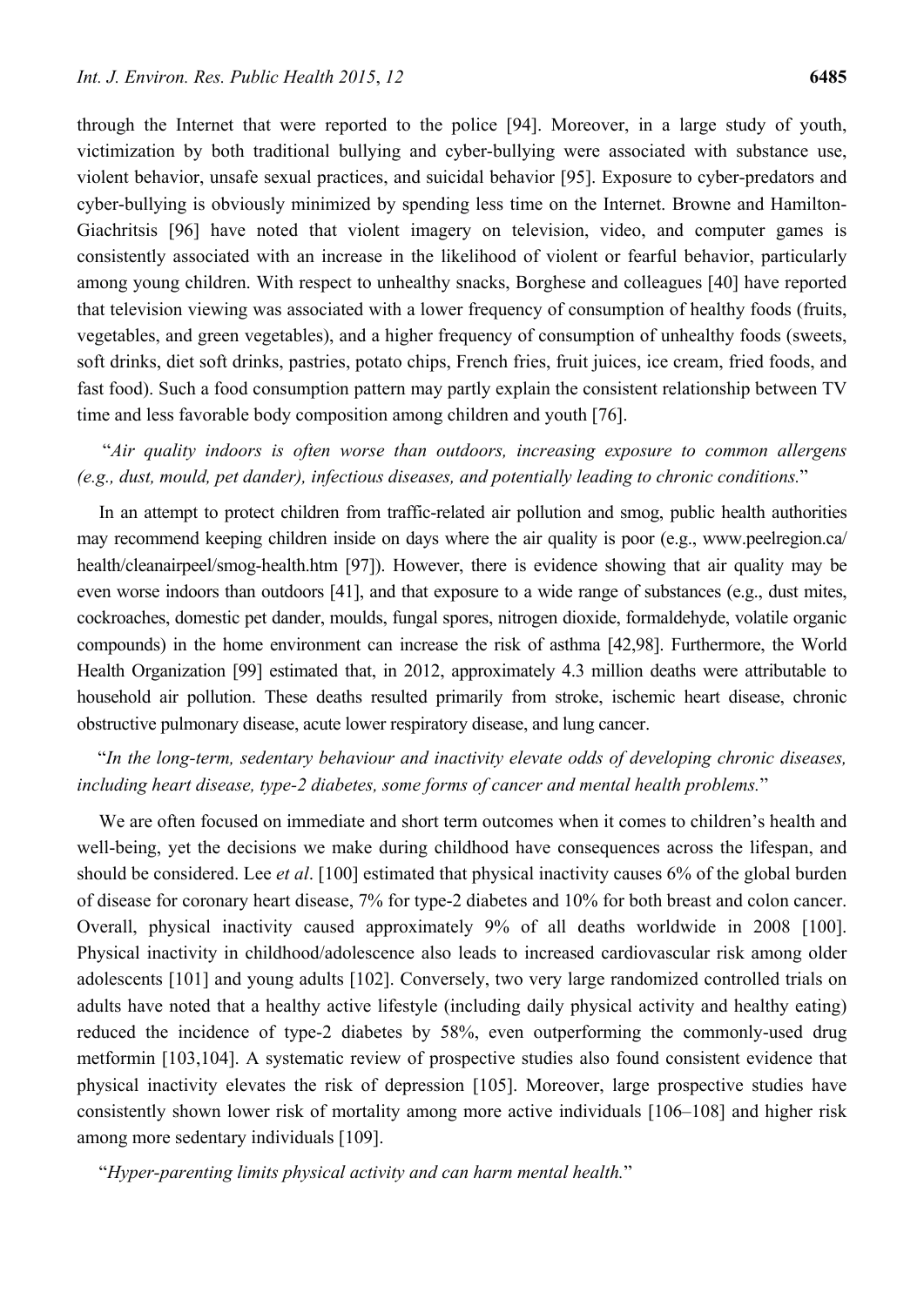through the Internet that were reported to the police [94]. Moreover, in a large study of youth, victimization by both traditional bullying and cyber-bullying were associated with substance use, violent behavior, unsafe sexual practices, and suicidal behavior [95]. Exposure to cyber-predators and cyber-bullying is obviously minimized by spending less time on the Internet. Browne and Hamilton-Giachritsis [96] have noted that violent imagery on television, video, and computer games is consistently associated with an increase in the likelihood of violent or fearful behavior, particularly among young children. With respect to unhealthy snacks, Borghese and colleagues [40] have reported that television viewing was associated with a lower frequency of consumption of healthy foods (fruits, vegetables, and green vegetables), and a higher frequency of consumption of unhealthy foods (sweets, soft drinks, diet soft drinks, pastries, potato chips, French fries, fruit juices, ice cream, fried foods, and fast food). Such a food consumption pattern may partly explain the consistent relationship between TV time and less favorable body composition among children and youth [76].

"*Air quality indoors is often worse than outdoors, increasing exposure to common allergens (e.g., dust, mould, pet dander), infectious diseases, and potentially leading to chronic conditions.*"

In an attempt to protect children from traffic-related air pollution and smog, public health authorities may recommend keeping children inside on days where the air quality is poor (e.g., www.peelregion.ca/health/cleanairpeel/smog-health.htm [97]). However, there is evidence showing that air quality may be even worse indoors than outdoors [41], and that exposure to a wide range of substances (e.g., dust mites, cockroaches, domestic pet dander, moulds, fungal spores, nitrogen dioxide, formaldehyde, volatile organic compounds) in the home environment can increase the risk of asthma [42,98]. Furthermore, the World Health Organization [99] estimated that, in 2012, approximately 4.3 million deaths were attributable to household air pollution. These deaths resulted primarily from stroke, ischemic heart disease, chronic obstructive pulmonary disease, acute lower respiratory disease, and lung cancer.

"*In the long-term, sedentary behaviour and inactivity elevate odds of developing chronic diseases, including heart disease, type-2 diabetes, some forms of cancer and mental health problems.*"

We are often focused on immediate and short term outcomes when it comes to children's health and well-being, yet the decisions we make during childhood have consequences across the lifespan, and should be considered. Lee *et al*. [100] estimated that physical inactivity causes 6% of the global burden of disease for coronary heart disease, 7% for type-2 diabetes and 10% for both breast and colon cancer. Overall, physical inactivity caused approximately 9% of all deaths worldwide in 2008 [100]. Physical inactivity in childhood/adolescence also leads to increased cardiovascular risk among older adolescents [101] and young adults [102]. Conversely, two very large randomized controlled trials on adults have noted that a healthy active lifestyle (including daily physical activity and healthy eating) reduced the incidence of type-2 diabetes by 58%, even outperforming the commonly-used drug metformin [103,104]. A systematic review of prospective studies also found consistent evidence that physical inactivity elevates the risk of depression [105]. Moreover, large prospective studies have consistently shown lower risk of mortality among more active individuals [106–108] and higher risk among more sedentary individuals [109].

"*Hyper-parenting limits physical activity and can harm mental health.*"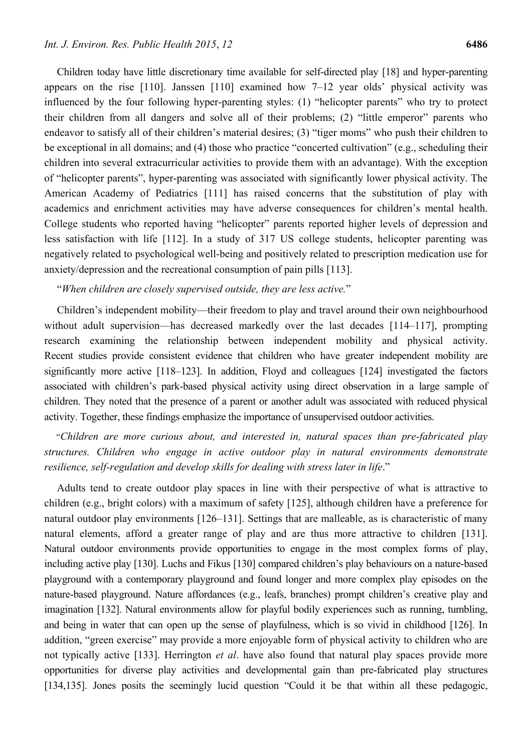Children today have little discretionary time available for self-directed play [18] and hyper-parenting appears on the rise [110]. Janssen [110] examined how 7–12 year olds' physical activity was influenced by the four following hyper-parenting styles: (1) "helicopter parents" who try to protect their children from all dangers and solve all of their problems; (2) "little emperor" parents who endeavor to satisfy all of their children's material desires; (3) "tiger moms" who push their children to be exceptional in all domains; and (4) those who practice "concerted cultivation" (e.g., scheduling their children into several extracurricular activities to provide them with an advantage). With the exception of "helicopter parents", hyper-parenting was associated with significantly lower physical activity. The American Academy of Pediatrics [111] has raised concerns that the substitution of play with academics and enrichment activities may have adverse consequences for children's mental health. College students who reported having "helicopter" parents reported higher levels of depression and less satisfaction with life [112]. In a study of 317 US college students, helicopter parenting was negatively related to psychological well-being and positively related to prescription medication use for anxiety/depression and the recreational consumption of pain pills [113].

"*When children are closely supervised outside, they are less active.*"

Children's independent mobility—their freedom to play and travel around their own neighbourhood without adult supervision—has decreased markedly over the last decades [114–117], prompting research examining the relationship between independent mobility and physical activity. Recent studies provide consistent evidence that children who have greater independent mobility are significantly more active [118–123]. In addition, Floyd and colleagues [124] investigated the factors associated with children's park-based physical activity using direct observation in a large sample of children. They noted that the presence of a parent or another adult was associated with reduced physical activity. Together, these findings emphasize the importance of unsupervised outdoor activities.

"*Children are more curious about, and interested in, natural spaces than pre-fabricated play structures. Children who engage in active outdoor play in natural environments demonstrate resilience, self-regulation and develop skills for dealing with stress later in life*."

Adults tend to create outdoor play spaces in line with their perspective of what is attractive to children (e.g., bright colors) with a maximum of safety [125], although children have a preference for natural outdoor play environments [126–131]. Settings that are malleable, as is characteristic of many natural elements, afford a greater range of play and are thus more attractive to children [131]. Natural outdoor environments provide opportunities to engage in the most complex forms of play, including active play [130]. Luchs and Fikus [130] compared children's play behaviours on a nature-based playground with a contemporary playground and found longer and more complex play episodes on the nature-based playground. Nature affordances (e.g., leafs, branches) prompt children's creative play and imagination [132]. Natural environments allow for playful bodily experiences such as running, tumbling, and being in water that can open up the sense of playfulness, which is so vivid in childhood [126]. In addition, "green exercise" may provide a more enjoyable form of physical activity to children who are not typically active [133]. Herrington *et al*. have also found that natural play spaces provide more opportunities for diverse play activities and developmental gain than pre-fabricated play structures [134,135]. Jones posits the seemingly lucid question "Could it be that within all these pedagogic,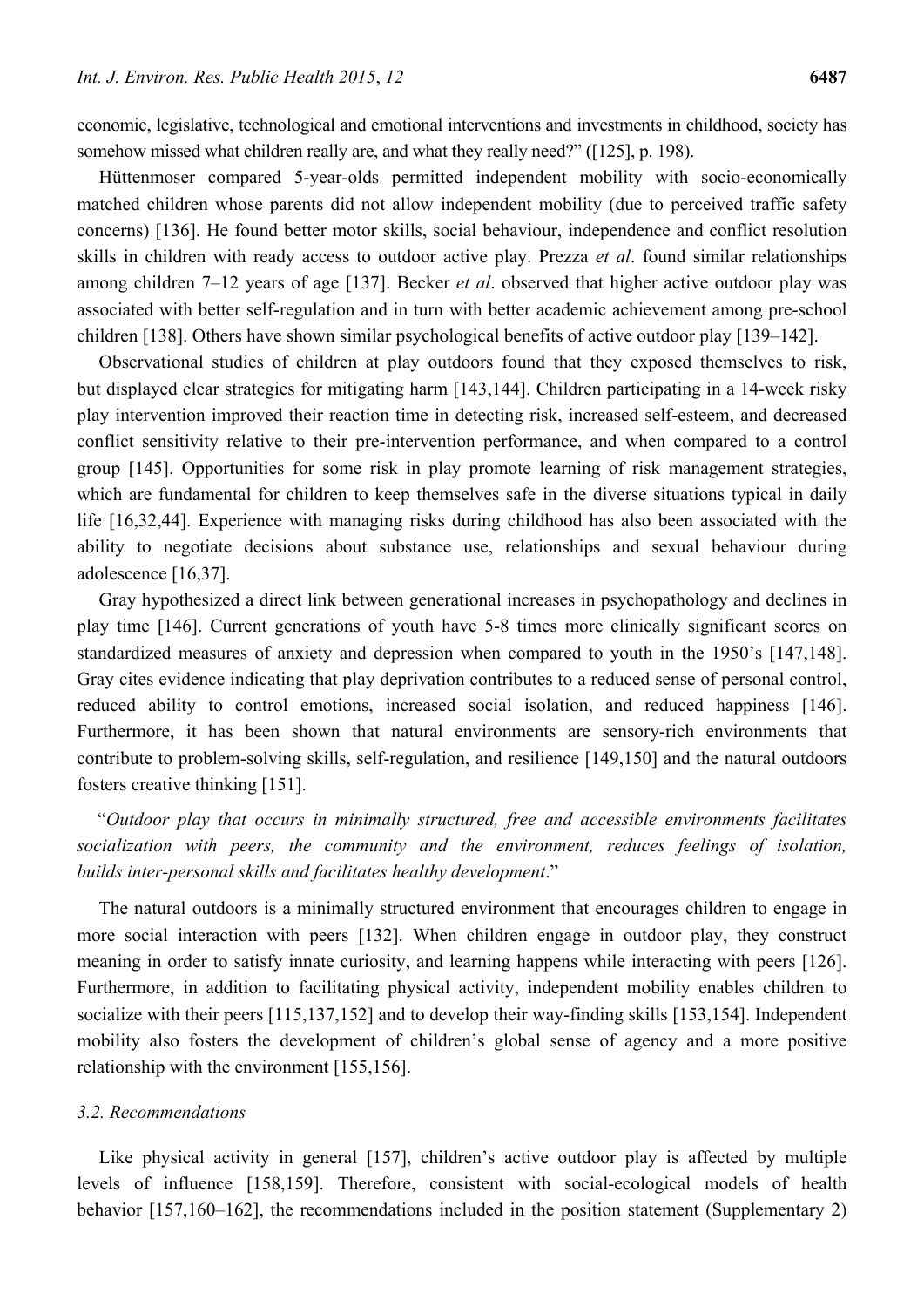economic, legislative, technological and emotional interventions and investments in childhood, society has somehow missed what children really are, and what they really need?" ([125], p. 198).

Hüttenmoser compared 5-year-olds permitted independent mobility with socio-economically matched children whose parents did not allow independent mobility (due to perceived traffic safety concerns) [136]. He found better motor skills, social behaviour, independence and conflict resolution skills in children with ready access to outdoor active play. Prezza *et al*. found similar relationships among children 7–12 years of age [137]. Becker *et al*. observed that higher active outdoor play was associated with better self-regulation and in turn with better academic achievement among pre-school children [138]. Others have shown similar psychological benefits of active outdoor play [139–142].

Observational studies of children at play outdoors found that they exposed themselves to risk, but displayed clear strategies for mitigating harm [143,144]. Children participating in a 14-week risky play intervention improved their reaction time in detecting risk, increased self-esteem, and decreased conflict sensitivity relative to their pre-intervention performance, and when compared to a control group [145]. Opportunities for some risk in play promote learning of risk management strategies, which are fundamental for children to keep themselves safe in the diverse situations typical in daily life [16,32,44]. Experience with managing risks during childhood has also been associated with the ability to negotiate decisions about substance use, relationships and sexual behaviour during adolescence [16,37].

Gray hypothesized a direct link between generational increases in psychopathology and declines in play time [146]. Current generations of youth have 5-8 times more clinically significant scores on standardized measures of anxiety and depression when compared to youth in the 1950's [147,148]. Gray cites evidence indicating that play deprivation contributes to a reduced sense of personal control, reduced ability to control emotions, increased social isolation, and reduced happiness [146]. Furthermore, it has been shown that natural environments are sensory-rich environments that contribute to problem-solving skills, self-regulation, and resilience [149,150] and the natural outdoors fosters creative thinking [151].

"*Outdoor play that occurs in minimally structured, free and accessible environments facilitates socialization with peers, the community and the environment, reduces feelings of isolation, builds inter-personal skills and facilitates healthy development*."

The natural outdoors is a minimally structured environment that encourages children to engage in more social interaction with peers [132]. When children engage in outdoor play, they construct meaning in order to satisfy innate curiosity, and learning happens while interacting with peers [126]. Furthermore, in addition to facilitating physical activity, independent mobility enables children to socialize with their peers [115,137,152] and to develop their way-finding skills [153,154]. Independent mobility also fosters the development of children's global sense of agency and a more positive relationship with the environment [155,156].

### 3.2. Recommendations

Like physical activity in general [157], children's active outdoor play is affected by multiple levels of influence [158,159]. Therefore, consistent with social-ecological models of health behavior [157,160–162], the recommendations included in the position statement (Supplementary 2)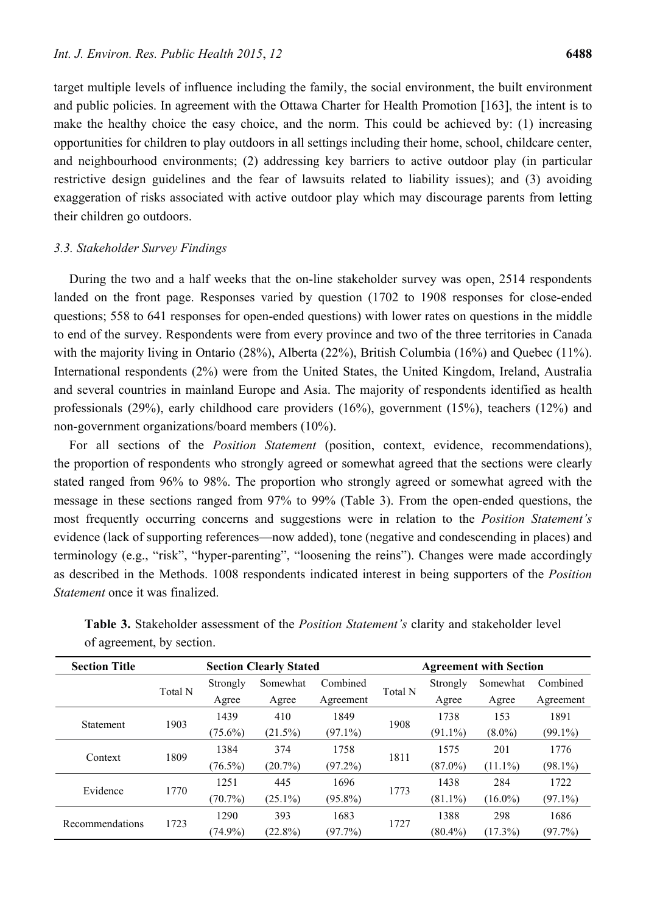target multiple levels of influence including the family, the social environment, the built environment and public policies. In agreement with the Ottawa Charter for Health Promotion [163], the intent is to make the healthy choice the easy choice, and the norm. This could be achieved by: (1) increasing opportunities for children to play outdoors in all settings including their home, school, childcare center, and neighbourhood environments; (2) addressing key barriers to active outdoor play (in particular restrictive design guidelines and the fear of lawsuits related to liability issues); and (3) avoiding exaggeration of risks associated with active outdoor play which may discourage parents from letting their children go outdoors.

### *3.3. Stakeholder Survey Findings*

During the two and a half weeks that the on-line stakeholder survey was open, 2514 respondents landed on the front page. Responses varied by question (1702 to 1908 responses for close-ended questions; 558 to 641 responses for open-ended questions) with lower rates on questions in the middle to end of the survey. Respondents were from every province and two of the three territories in Canada with the majority living in Ontario (28%), Alberta (22%), British Columbia (16%) and Quebec (11%). International respondents (2%) were from the United States, the United Kingdom, Ireland, Australia and several countries in mainland Europe and Asia. The majority of respondents identified as health professionals (29%), early childhood care providers (16%), government (15%), teachers (12%) and non-government organizations/board members (10%).

For all sections of the *Position Statement* (position, context, evidence, recommendations), the proportion of respondents who strongly agreed or somewhat agreed that the sections were clearly stated ranged from 96% to 98%. The proportion who strongly agreed or somewhat agreed with the message in these sections ranged from 97% to 99% (Table 3). From the open-ended questions, the most frequently occurring concerns and suggestions were in relation to the *Position Statement's* evidence (lack of supporting references—now added), tone (negative and condescending in places) and terminology (e.g., "risk", "hyper-parenting", "loosening the reins"). Changes were made accordingly as described in the Methods. 1008 respondents indicated interest in being supporters of the *Position Statement* once it was finalized.

**Table 3.** Stakeholder assessment of the *Position Statement's* clarity and stakeholder level of agreement, by section.

| Section Title | Section Clearly Stated | | | | Agreement with Section | | | |
|---|---|---|---|---|---|---|---|---|
| | Total N | Strongly Agree | Somewhat Agree | Combined Agreement | Total N | Strongly Agree | Somewhat Agree | Combined Agreement |
| Statement | 1903 | 1439 (75.6%) | 410 (21.5%) | 1849 (97.1%) | 1908 | 1738 (91.1%) | 153 (8.0%) | 1891 (99.1%) |
| Context | 1809 | 1384 (76.5%) | 374 (20.7%) | 1758 (97.2%) | 1811 | 1575 (87.0%) | 201 (11.1%) | 1776 (98.1%) |
| Evidence | 1770 | 1251 (70.7%) | 445 (25.1%) | 1696 (95.8%) | 1773 | 1438 (81.1%) | 284 (16.0%) | 1722 (97.1%) |
| Recommendations | 1723 | 1290 (74.9%) | 393 (22.8%) | 1683 (97.7%) | 1727 | 1388 (80.4%) | 298 (17.3%) | 1686 (97.7%) |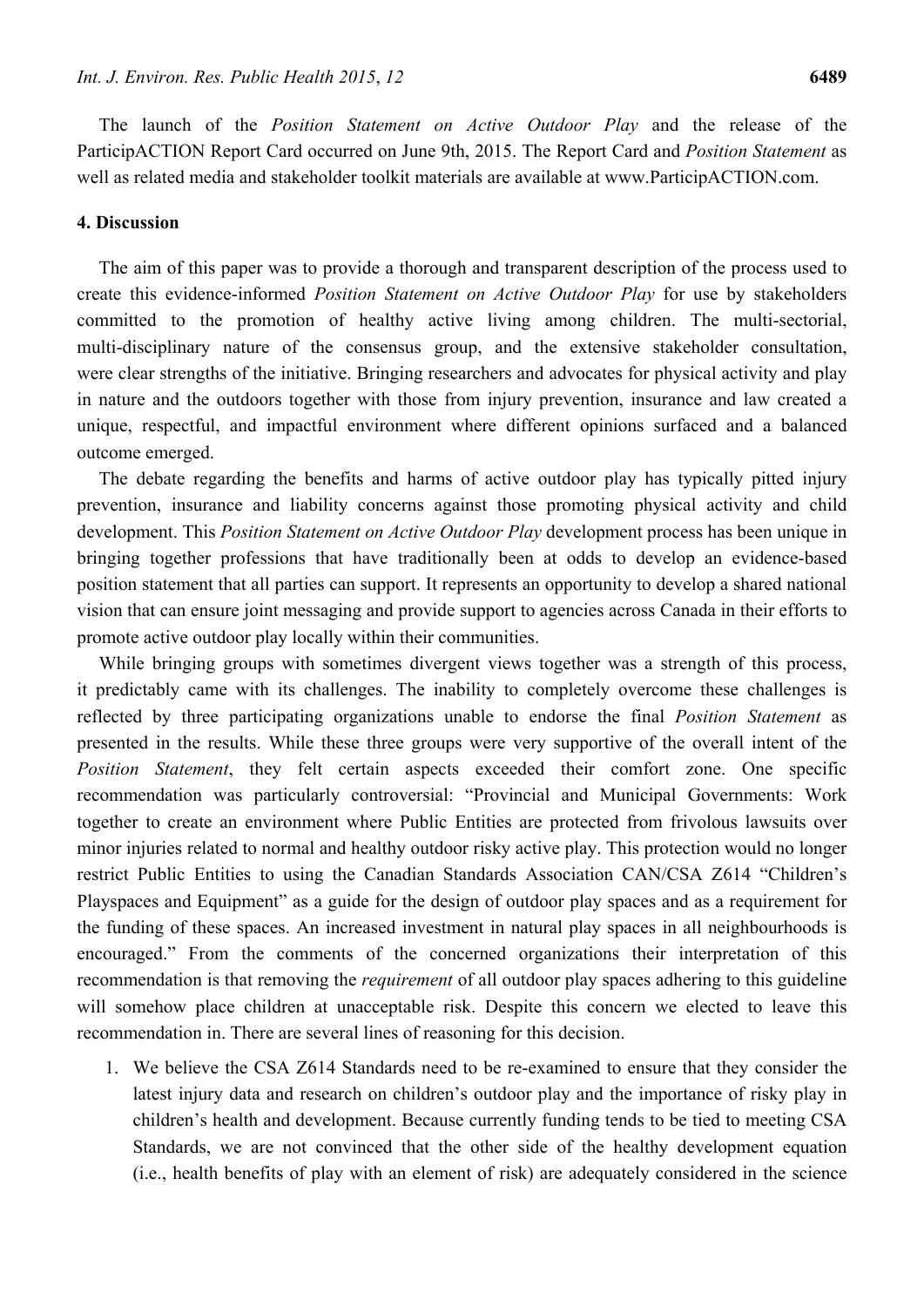The launch of the *Position Statement on Active Outdoor Play* and the release of the ParticipACTION Report Card occurred on June 9th, 2015. The Report Card and *Position Statement* as well as related media and stakeholder toolkit materials are available at www.ParticipACTION.com.

## 4. Discussion

The aim of this paper was to provide a thorough and transparent description of the process used to create this evidence-informed *Position Statement on Active Outdoor Play* for use by stakeholders committed to the promotion of healthy active living among children. The multi-sectorial, multi-disciplinary nature of the consensus group, and the extensive stakeholder consultation, were clear strengths of the initiative. Bringing researchers and advocates for physical activity and play in nature and the outdoors together with those from injury prevention, insurance and law created a unique, respectful, and impactful environment where different opinions surfaced and a balanced outcome emerged.

The debate regarding the benefits and harms of active outdoor play has typically pitted injury prevention, insurance and liability concerns against those promoting physical activity and child development. This *Position Statement on Active Outdoor Play* development process has been unique in bringing together professions that have traditionally been at odds to develop an evidence-based position statement that all parties can support. It represents an opportunity to develop a shared national vision that can ensure joint messaging and provide support to agencies across Canada in their efforts to promote active outdoor play locally within their communities.

While bringing groups with sometimes divergent views together was a strength of this process, it predictably came with its challenges. The inability to completely overcome these challenges is reflected by three participating organizations unable to endorse the final *Position Statement* as presented in the results. While these three groups were very supportive of the overall intent of the *Position Statement*, they felt certain aspects exceeded their comfort zone. One specific recommendation was particularly controversial: "Provincial and Municipal Governments: Work together to create an environment where Public Entities are protected from frivolous lawsuits over minor injuries related to normal and healthy outdoor risky active play. This protection would no longer restrict Public Entities to using the Canadian Standards Association CAN/CSA Z614 "Children's Playspaces and Equipment" as a guide for the design of outdoor play spaces and as a requirement for the funding of these spaces. An increased investment in natural play spaces in all neighbourhoods is encouraged." From the comments of the concerned organizations their interpretation of this recommendation is that removing the *requirement* of all outdoor play spaces adhering to this guideline will somehow place children at unacceptable risk. Despite this concern we elected to leave this recommendation in. There are several lines of reasoning for this decision.

1. We believe the CSA Z614 Standards need to be re-examined to ensure that they consider the latest injury data and research on children's outdoor play and the importance of risky play in children's health and development. Because currently funding tends to be tied to meeting CSA Standards, we are not convinced that the other side of the healthy development equation (i.e., health benefits of play with an element of risk) are adequately considered in the science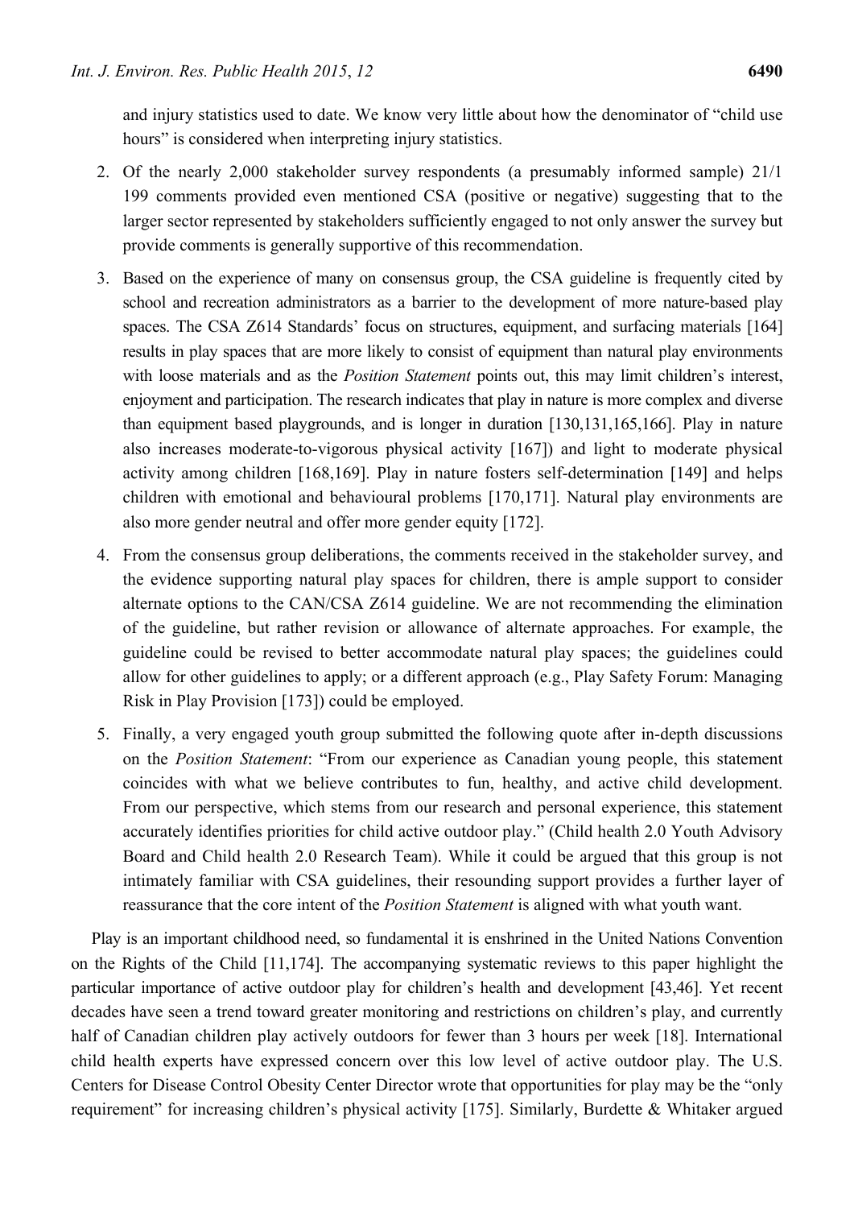and injury statistics used to date. We know very little about how the denominator of "child use hours" is considered when interpreting injury statistics.

2. Of the nearly 2,000 stakeholder survey respondents (a presumably informed sample) 21/1 199 comments provided even mentioned CSA (positive or negative) suggesting that to the larger sector represented by stakeholders sufficiently engaged to not only answer the survey but provide comments is generally supportive of this recommendation.
3. Based on the experience of many on consensus group, the CSA guideline is frequently cited by school and recreation administrators as a barrier to the development of more nature-based play spaces. The CSA Z614 Standards' focus on structures, equipment, and surfacing materials [164] results in play spaces that are more likely to consist of equipment than natural play environments with loose materials and as the *Position Statement* points out, this may limit children's interest, enjoyment and participation. The research indicates that play in nature is more complex and diverse than equipment based playgrounds, and is longer in duration [130,131,165,166]. Play in nature also increases moderate-to-vigorous physical activity [167]) and light to moderate physical activity among children [168,169]. Play in nature fosters self-determination [149] and helps children with emotional and behavioural problems [170,171]. Natural play environments are also more gender neutral and offer more gender equity [172].
4. From the consensus group deliberations, the comments received in the stakeholder survey, and the evidence supporting natural play spaces for children, there is ample support to consider alternate options to the CAN/CSA Z614 guideline. We are not recommending the elimination of the guideline, but rather revision or allowance of alternate approaches. For example, the guideline could be revised to better accommodate natural play spaces; the guidelines could allow for other guidelines to apply; or a different approach (e.g., Play Safety Forum: Managing Risk in Play Provision [173]) could be employed.
5. Finally, a very engaged youth group submitted the following quote after in-depth discussions on the *Position Statement*: "From our experience as Canadian young people, this statement coincides with what we believe contributes to fun, healthy, and active child development. From our perspective, which stems from our research and personal experience, this statement accurately identifies priorities for child active outdoor play." (Child health 2.0 Youth Advisory Board and Child health 2.0 Research Team). While it could be argued that this group is not intimately familiar with CSA guidelines, their resounding support provides a further layer of reassurance that the core intent of the *Position Statement* is aligned with what youth want.

Play is an important childhood need, so fundamental it is enshrined in the United Nations Convention on the Rights of the Child [11,174]. The accompanying systematic reviews to this paper highlight the particular importance of active outdoor play for children's health and development [43,46]. Yet recent decades have seen a trend toward greater monitoring and restrictions on children's play, and currently half of Canadian children play actively outdoors for fewer than 3 hours per week [18]. International child health experts have expressed concern over this low level of active outdoor play. The U.S. Centers for Disease Control Obesity Center Director wrote that opportunities for play may be the "only requirement" for increasing children's physical activity [175]. Similarly, Burdette & Whitaker argued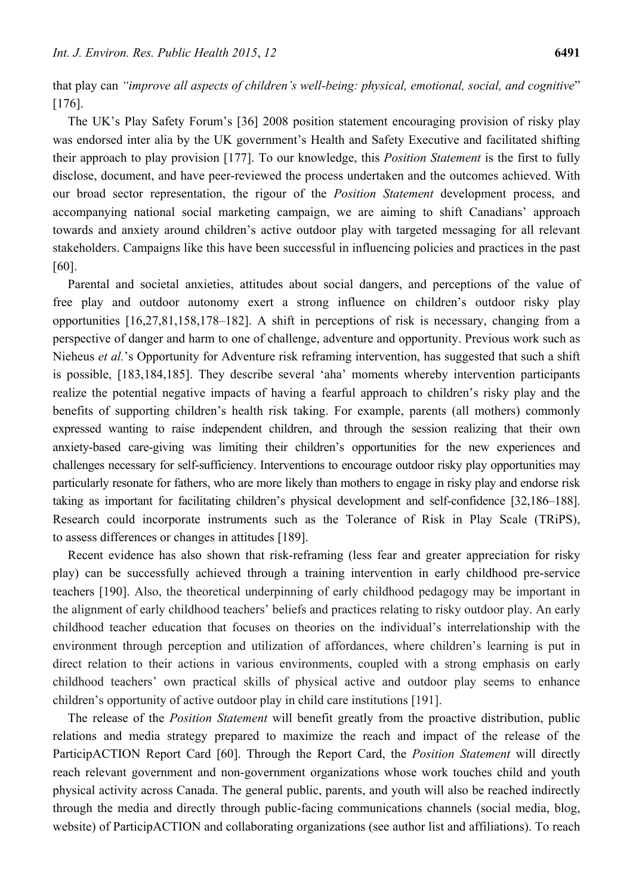that play can *"improve all aspects of children's well-being: physical, emotional, social, and cognitive*" [176].

The UK's Play Safety Forum's [36] 2008 position statement encouraging provision of risky play was endorsed inter alia by the UK government's Health and Safety Executive and facilitated shifting their approach to play provision [177]. To our knowledge, this *Position Statement* is the first to fully disclose, document, and have peer-reviewed the process undertaken and the outcomes achieved. With our broad sector representation, the rigour of the *Position Statement* development process, and accompanying national social marketing campaign, we are aiming to shift Canadians' approach towards and anxiety around children's active outdoor play with targeted messaging for all relevant stakeholders. Campaigns like this have been successful in influencing policies and practices in the past [60].

Parental and societal anxieties, attitudes about social dangers, and perceptions of the value of free play and outdoor autonomy exert a strong influence on children's outdoor risky play opportunities [16,27,81,158,178–182]. A shift in perceptions of risk is necessary, changing from a perspective of danger and harm to one of challenge, adventure and opportunity. Previous work such as Nieheus *et al.*'s Opportunity for Adventure risk reframing intervention, has suggested that such a shift is possible, [183,184,185]. They describe several 'aha' moments whereby intervention participants realize the potential negative impacts of having a fearful approach to children's risky play and the benefits of supporting children's health risk taking. For example, parents (all mothers) commonly expressed wanting to raise independent children, and through the session realizing that their own anxiety-based care-giving was limiting their children's opportunities for the new experiences and challenges necessary for self-sufficiency. Interventions to encourage outdoor risky play opportunities may particularly resonate for fathers, who are more likely than mothers to engage in risky play and endorse risk taking as important for facilitating children's physical development and self-confidence [32,186–188]. Research could incorporate instruments such as the Tolerance of Risk in Play Scale (TRiPS), to assess differences or changes in attitudes [189].

Recent evidence has also shown that risk-reframing (less fear and greater appreciation for risky play) can be successfully achieved through a training intervention in early childhood pre-service teachers [190]. Also, the theoretical underpinning of early childhood pedagogy may be important in the alignment of early childhood teachers' beliefs and practices relating to risky outdoor play. An early childhood teacher education that focuses on theories on the individual's interrelationship with the environment through perception and utilization of affordances, where children's learning is put in direct relation to their actions in various environments, coupled with a strong emphasis on early childhood teachers' own practical skills of physical active and outdoor play seems to enhance children's opportunity of active outdoor play in child care institutions [191].

The release of the *Position Statement* will benefit greatly from the proactive distribution, public relations and media strategy prepared to maximize the reach and impact of the release of the ParticipACTION Report Card [60]. Through the Report Card, the *Position Statement* will directly reach relevant government and non-government organizations whose work touches child and youth physical activity across Canada. The general public, parents, and youth will also be reached indirectly through the media and directly through public-facing communications channels (social media, blog, website) of ParticipACTION and collaborating organizations (see author list and affiliations). To reach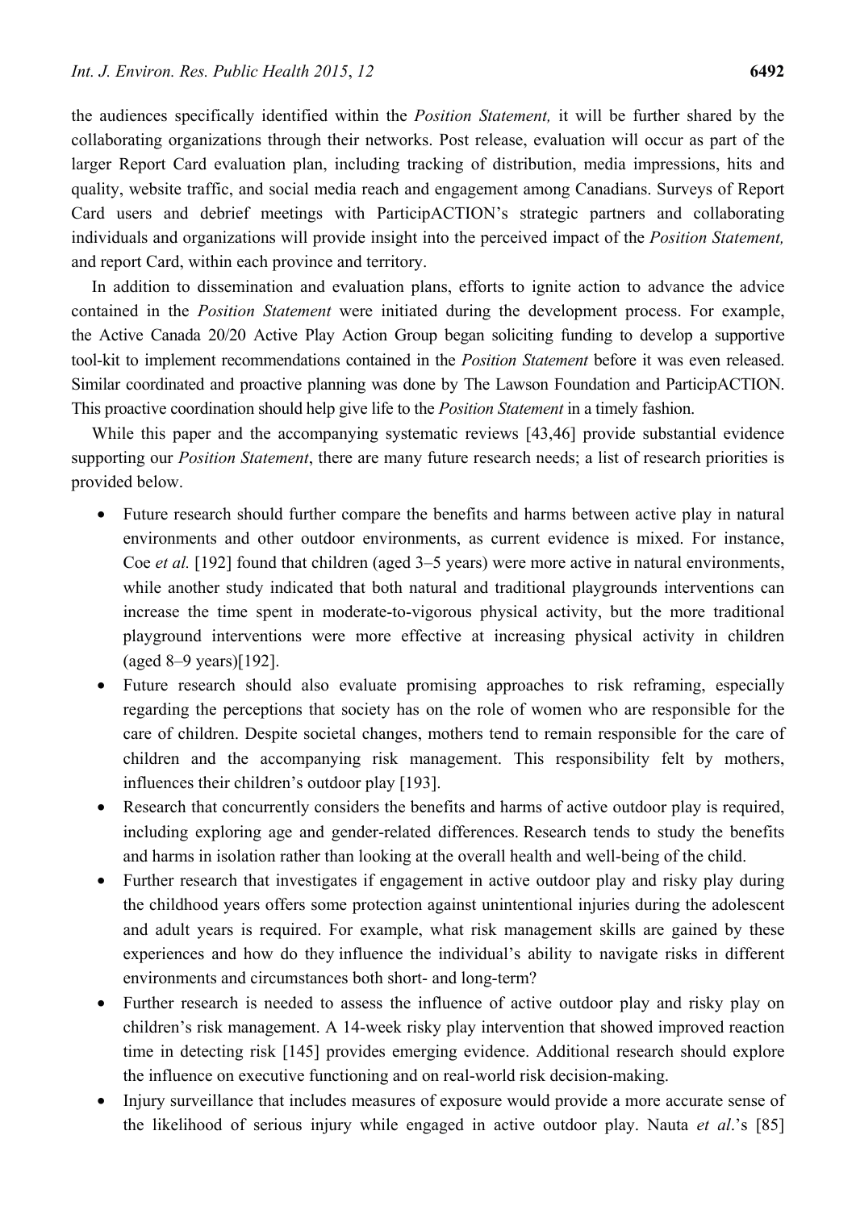the audiences specifically identified within the *Position Statement,* it will be further shared by the collaborating organizations through their networks. Post release, evaluation will occur as part of the larger Report Card evaluation plan, including tracking of distribution, media impressions, hits and quality, website traffic, and social media reach and engagement among Canadians. Surveys of Report Card users and debrief meetings with ParticipACTION's strategic partners and collaborating individuals and organizations will provide insight into the perceived impact of the *Position Statement,* and report Card, within each province and territory.

In addition to dissemination and evaluation plans, efforts to ignite action to advance the advice contained in the *Position Statement* were initiated during the development process. For example, the Active Canada 20/20 Active Play Action Group began soliciting funding to develop a supportive tool-kit to implement recommendations contained in the *Position Statement* before it was even released. Similar coordinated and proactive planning was done by The Lawson Foundation and ParticipACTION. This proactive coordination should help give life to the *Position Statement* in a timely fashion.

While this paper and the accompanying systematic reviews [43,46] provide substantial evidence supporting our *Position Statement*, there are many future research needs; a list of research priorities is provided below.

- Future research should further compare the benefits and harms between active play in natural environments and other outdoor environments, as current evidence is mixed. For instance, Coe *et al.* [192] found that children (aged 3–5 years) were more active in natural environments, while another study indicated that both natural and traditional playgrounds interventions can increase the time spent in moderate-to-vigorous physical activity, but the more traditional playground interventions were more effective at increasing physical activity in children (aged 8–9 years)[192].
- Future research should also evaluate promising approaches to risk reframing, especially regarding the perceptions that society has on the role of women who are responsible for the care of children. Despite societal changes, mothers tend to remain responsible for the care of children and the accompanying risk management. This responsibility felt by mothers, influences their children's outdoor play [193].
- Research that concurrently considers the benefits and harms of active outdoor play is required, including exploring age and gender-related differences. Research tends to study the benefits and harms in isolation rather than looking at the overall health and well-being of the child.
- Further research that investigates if engagement in active outdoor play and risky play during the childhood years offers some protection against unintentional injuries during the adolescent and adult years is required. For example, what risk management skills are gained by these experiences and how do they influence the individual's ability to navigate risks in different environments and circumstances both short- and long-term?
- Further research is needed to assess the influence of active outdoor play and risky play on children's risk management. A 14-week risky play intervention that showed improved reaction time in detecting risk [145] provides emerging evidence. Additional research should explore the influence on executive functioning and on real-world risk decision-making.
- Injury surveillance that includes measures of exposure would provide a more accurate sense of the likelihood of serious injury while engaged in active outdoor play. Nauta *et al*.'s [85]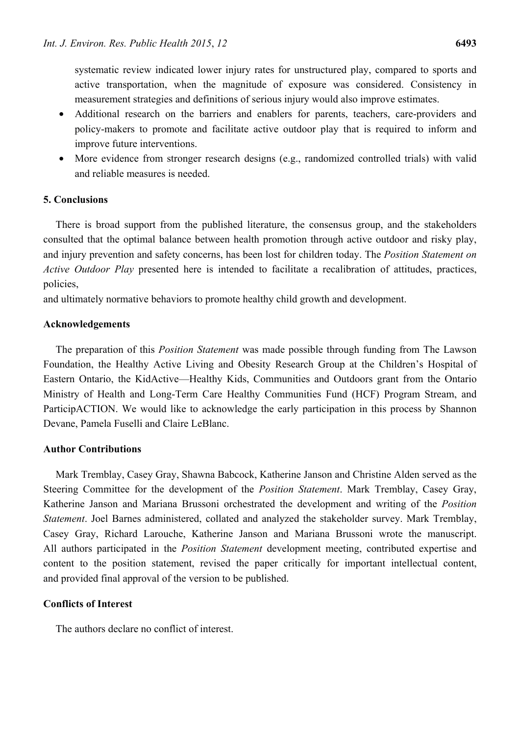systematic review indicated lower injury rates for unstructured play, compared to sports and active transportation, when the magnitude of exposure was considered. Consistency in measurement strategies and definitions of serious injury would also improve estimates.

- Additional research on the barriers and enablers for parents, teachers, care-providers and policy-makers to promote and facilitate active outdoor play that is required to inform and improve future interventions.
- More evidence from stronger research designs (e.g., randomized controlled trials) with valid and reliable measures is needed.

## 5. Conclusions

There is broad support from the published literature, the consensus group, and the stakeholders consulted that the optimal balance between health promotion through active outdoor and risky play, and injury prevention and safety concerns, has been lost for children today. The *Position Statement on Active Outdoor Play* presented here is intended to facilitate a recalibration of attitudes, practices, policies,
and ultimately normative behaviors to promote healthy child growth and development.

## Acknowledgements

The preparation of this *Position Statement* was made possible through funding from The Lawson Foundation, the Healthy Active Living and Obesity Research Group at the Children's Hospital of Eastern Ontario, the KidActive—Healthy Kids, Communities and Outdoors grant from the Ontario Ministry of Health and Long-Term Care Healthy Communities Fund (HCF) Program Stream, and ParticipACTION. We would like to acknowledge the early participation in this process by Shannon Devane, Pamela Fuselli and Claire LeBlanc.

## Author Contributions

Mark Tremblay, Casey Gray, Shawna Babcock, Katherine Janson and Christine Alden served as the Steering Committee for the development of the *Position Statement*. Mark Tremblay, Casey Gray, Katherine Janson and Mariana Brussoni orchestrated the development and writing of the *Position Statement*. Joel Barnes administered, collated and analyzed the stakeholder survey. Mark Tremblay, Casey Gray, Richard Larouche, Katherine Janson and Mariana Brussoni wrote the manuscript. All authors participated in the *Position Statement* development meeting, contributed expertise and content to the position statement, revised the paper critically for important intellectual content, and provided final approval of the version to be published.

## Conflicts of Interest

The authors declare no conflict of interest.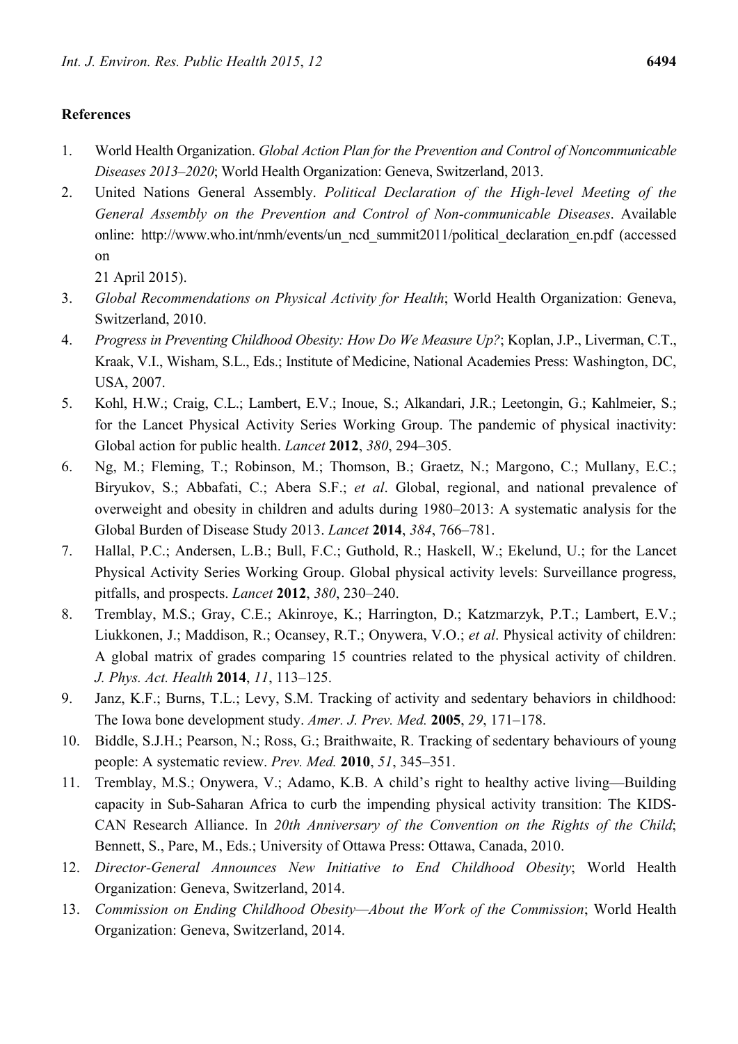## References

1. World Health Organization. *Global Action Plan for the Prevention and Control of Noncommunicable Diseases 2013–2020*; World Health Organization: Geneva, Switzerland, 2013.
2. United Nations General Assembly. *Political Declaration of the High-level Meeting of the General Assembly on the Prevention and Control of Non-communicable Diseases*. Available online: http://www.who.int/nmh/events/un_ncd_summit2011/political_declaration_en.pdf (accessed on 21 April 2015).
3. *Global Recommendations on Physical Activity for Health*; World Health Organization: Geneva, Switzerland, 2010.
4. *Progress in Preventing Childhood Obesity: How Do We Measure Up?*; Koplan, J.P., Liverman, C.T., Kraak, V.I., Wisham, S.L., Eds.; Institute of Medicine, National Academies Press: Washington, DC, USA, 2007.
5. Kohl, H.W.; Craig, C.L.; Lambert, E.V.; Inoue, S.; Alkandari, J.R.; Leetongin, G.; Kahlmeier, S.; for the Lancet Physical Activity Series Working Group. The pandemic of physical inactivity: Global action for public health. *Lancet* **2012**, *380*, 294–305.
6. Ng, M.; Fleming, T.; Robinson, M.; Thomson, B.; Graetz, N.; Margono, C.; Mullany, E.C.; Biryukov, S.; Abbafati, C.; Abera S.F.; *et al*. Global, regional, and national prevalence of overweight and obesity in children and adults during 1980–2013: A systematic analysis for the Global Burden of Disease Study 2013. *Lancet* **2014**, *384*, 766–781.
7. Hallal, P.C.; Andersen, L.B.; Bull, F.C.; Guthold, R.; Haskell, W.; Ekelund, U.; for the Lancet Physical Activity Series Working Group. Global physical activity levels: Surveillance progress, pitfalls, and prospects. *Lancet* **2012**, *380*, 230–240.
8. Tremblay, M.S.; Gray, C.E.; Akinroye, K.; Harrington, D.; Katzmarzyk, P.T.; Lambert, E.V.; Liukkonen, J.; Maddison, R.; Ocansey, R.T.; Onywera, V.O.; *et al*. Physical activity of children: A global matrix of grades comparing 15 countries related to the physical activity of children. *J. Phys. Act. Health* **2014**, *11*, 113–125.
9. Janz, K.F.; Burns, T.L.; Levy, S.M. Tracking of activity and sedentary behaviors in childhood: The Iowa bone development study. *Amer. J. Prev. Med.* **2005**, *29*, 171–178.
10. Biddle, S.J.H.; Pearson, N.; Ross, G.; Braithwaite, R. Tracking of sedentary behaviours of young people: A systematic review. *Prev. Med.* **2010**, *51*, 345–351.
11. Tremblay, M.S.; Onywera, V.; Adamo, K.B. A child's right to healthy active living—Building capacity in Sub-Saharan Africa to curb the impending physical activity transition: The KIDS-CAN Research Alliance. In *20th Anniversary of the Convention on the Rights of the Child*; Bennett, S., Pare, M., Eds.; University of Ottawa Press: Ottawa, Canada, 2010.
12. *Director-General Announces New Initiative to End Childhood Obesity*; World Health Organization: Geneva, Switzerland, 2014.
13. *Commission on Ending Childhood Obesity—About the Work of the Commission*; World Health Organization: Geneva, Switzerland, 2014.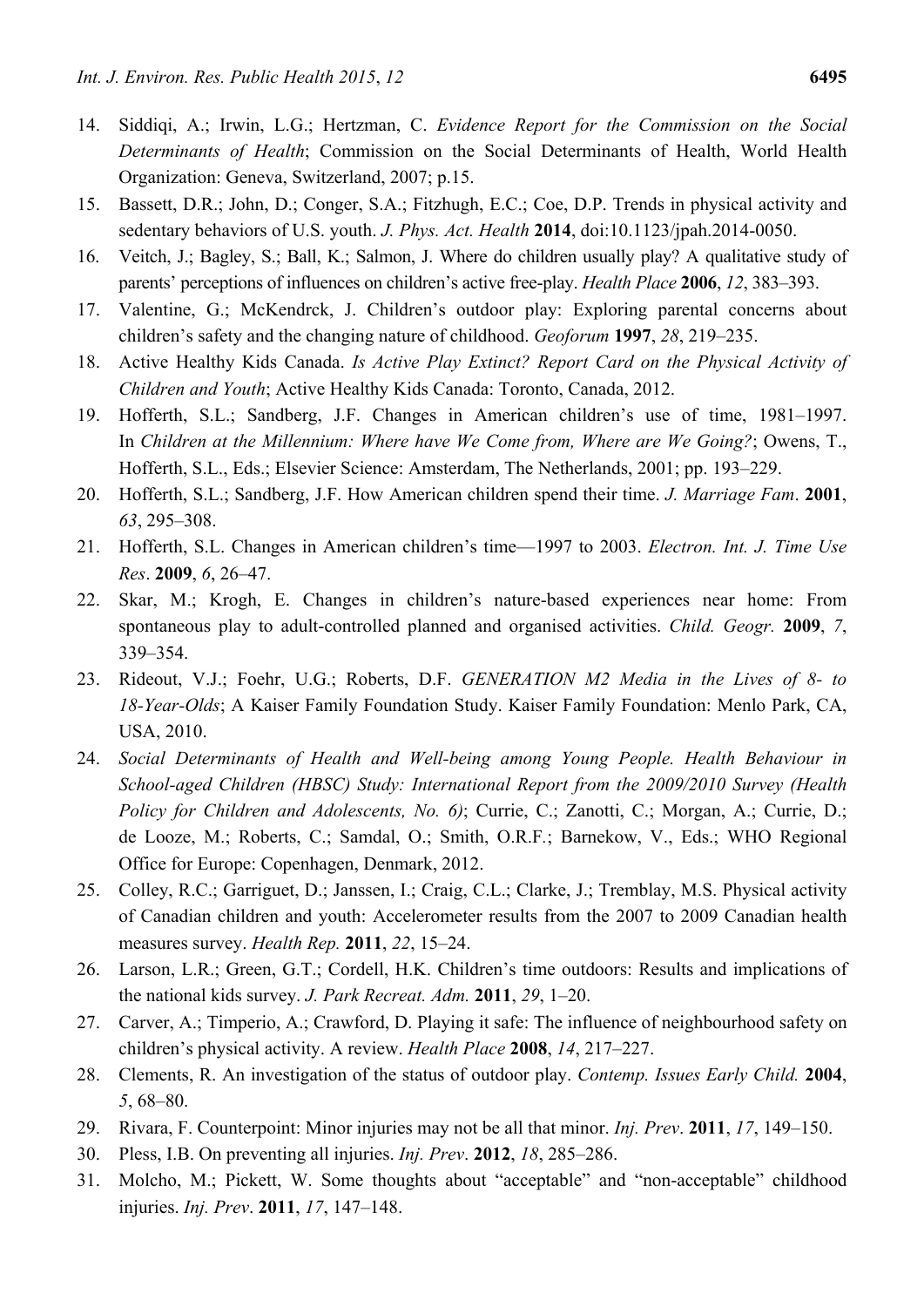14. Siddiqi, A.; Irwin, L.G.; Hertzman, C. *Evidence Report for the Commission on the Social Determinants of Health*; Commission on the Social Determinants of Health, World Health Organization: Geneva, Switzerland, 2007; p.15.
15. Bassett, D.R.; John, D.; Conger, S.A.; Fitzhugh, E.C.; Coe, D.P. Trends in physical activity and sedentary behaviors of U.S. youth. *J. Phys. Act. Health* **2014**, doi:10.1123/jpah.2014-0050.
16. Veitch, J.; Bagley, S.; Ball, K.; Salmon, J. Where do children usually play? A qualitative study of parents' perceptions of influences on children's active free-play. *Health Place* **2006**, *12*, 383–393.
17. Valentine, G.; McKendrck, J. Children's outdoor play: Exploring parental concerns about children's safety and the changing nature of childhood. *Geoforum* **1997**, *28*, 219–235.
18. Active Healthy Kids Canada. *Is Active Play Extinct? Report Card on the Physical Activity of Children and Youth*; Active Healthy Kids Canada: Toronto, Canada, 2012.
19. Hofferth, S.L.; Sandberg, J.F. Changes in American children's use of time, 1981–1997. In *Children at the Millennium: Where have We Come from, Where are We Going?*; Owens, T., Hofferth, S.L., Eds.; Elsevier Science: Amsterdam, The Netherlands, 2001; pp. 193–229.
20. Hofferth, S.L.; Sandberg, J.F. How American children spend their time. *J. Marriage Fam*. **2001**, *63*, 295–308.
21. Hofferth, S.L. Changes in American children's time—1997 to 2003. *Electron. Int. J. Time Use Res*. **2009**, *6*, 26–47.
22. Skar, M.; Krogh, E. Changes in children's nature-based experiences near home: From spontaneous play to adult-controlled planned and organised activities. *Child. Geogr.* **2009**, *7*, 339–354.
23. Rideout, V.J.; Foehr, U.G.; Roberts, D.F. *GENERATION M2 Media in the Lives of 8- to 18-Year-Olds*; A Kaiser Family Foundation Study. Kaiser Family Foundation: Menlo Park, CA, USA, 2010.
24. *Social Determinants of Health and Well-being among Young People. Health Behaviour in School-aged Children (HBSC) Study: International Report from the 2009/2010 Survey (Health Policy for Children and Adolescents, No. 6)*; Currie, C.; Zanotti, C.; Morgan, A.; Currie, D.; de Looze, M.; Roberts, C.; Samdal, O.; Smith, O.R.F.; Barnekow, V., Eds.; WHO Regional Office for Europe: Copenhagen, Denmark, 2012.
25. Colley, R.C.; Garriguet, D.; Janssen, I.; Craig, C.L.; Clarke, J.; Tremblay, M.S. Physical activity of Canadian children and youth: Accelerometer results from the 2007 to 2009 Canadian health measures survey. *Health Rep.* **2011**, *22*, 15–24.
26. Larson, L.R.; Green, G.T.; Cordell, H.K. Children's time outdoors: Results and implications of the national kids survey. *J. Park Recreat. Adm.* **2011**, *29*, 1–20.
27. Carver, A.; Timperio, A.; Crawford, D. Playing it safe: The influence of neighbourhood safety on children's physical activity. A review. *Health Place* **2008**, *14*, 217–227.
28. Clements, R. An investigation of the status of outdoor play. *Contemp. Issues Early Child.* **2004**, *5*, 68–80.
29. Rivara, F. Counterpoint: Minor injuries may not be all that minor. *Inj. Prev*. **2011**, *17*, 149–150.
30. Pless, I.B. On preventing all injuries. *Inj. Prev*. **2012**, *18*, 285–286.
31. Molcho, M.; Pickett, W. Some thoughts about "acceptable" and "non-acceptable" childhood injuries. *Inj. Prev*. **2011**, *17*, 147–148.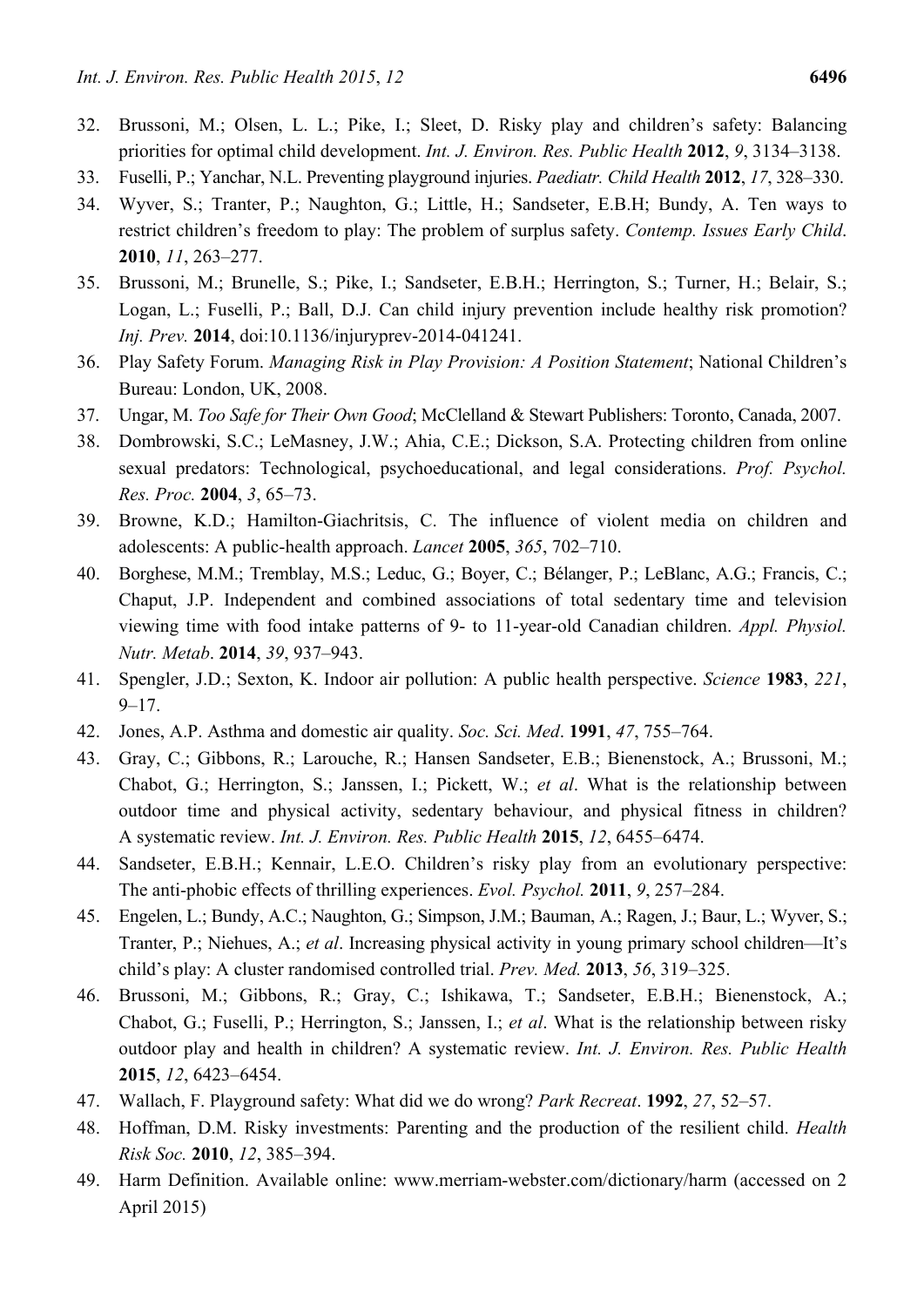32. Brussoni, M.; Olsen, L. L.; Pike, I.; Sleet, D. Risky play and children's safety: Balancing priorities for optimal child development. *Int. J. Environ. Res. Public Health* **2012**, *9*, 3134–3138.
33. Fuselli, P.; Yanchar, N.L. Preventing playground injuries. *Paediatr. Child Health* **2012**, *17*, 328–330.
34. Wyver, S.; Tranter, P.; Naughton, G.; Little, H.; Sandseter, E.B.H; Bundy, A. Ten ways to restrict children's freedom to play: The problem of surplus safety. *Contemp. Issues Early Child*. **2010**, *11*, 263–277.
35. Brussoni, M.; Brunelle, S.; Pike, I.; Sandseter, E.B.H.; Herrington, S.; Turner, H.; Belair, S.; Logan, L.; Fuselli, P.; Ball, D.J. Can child injury prevention include healthy risk promotion? *Inj. Prev.* **2014**, doi:10.1136/injuryprev-2014-041241.
36. Play Safety Forum. *Managing Risk in Play Provision: A Position Statement*; National Children's Bureau: London, UK, 2008.
37. Ungar, M. *Too Safe for Their Own Good*; McClelland & Stewart Publishers: Toronto, Canada, 2007.
38. Dombrowski, S.C.; LeMasney, J.W.; Ahia, C.E.; Dickson, S.A. Protecting children from online sexual predators: Technological, psychoeducational, and legal considerations. *Prof. Psychol. Res. Proc.* **2004**, *3*, 65–73.
39. Browne, K.D.; Hamilton-Giachritsis, C. The influence of violent media on children and adolescents: A public-health approach. *Lancet* **2005**, *365*, 702–710.
40. Borghese, M.M.; Tremblay, M.S.; Leduc, G.; Boyer, C.; Bélanger, P.; LeBlanc, A.G.; Francis, C.; Chaput, J.P. Independent and combined associations of total sedentary time and television viewing time with food intake patterns of 9- to 11-year-old Canadian children. *Appl. Physiol. Nutr. Metab*. **2014**, *39*, 937–943.
41. Spengler, J.D.; Sexton, K. Indoor air pollution: A public health perspective. *Science* **1983**, *221*, 9–17.
42. Jones, A.P. Asthma and domestic air quality. *Soc. Sci. Med*. **1991**, *47*, 755–764.
43. Gray, C.; Gibbons, R.; Larouche, R.; Hansen Sandseter, E.B.; Bienenstock, A.; Brussoni, M.; Chabot, G.; Herrington, S.; Janssen, I.; Pickett, W.; *et al*. What is the relationship between outdoor time and physical activity, sedentary behaviour, and physical fitness in children? A systematic review. *Int. J. Environ. Res. Public Health* **2015**, *12*, 6455–6474.
44. Sandseter, E.B.H.; Kennair, L.E.O. Children's risky play from an evolutionary perspective: The anti-phobic effects of thrilling experiences. *Evol. Psychol.* **2011**, *9*, 257–284.
45. Engelen, L.; Bundy, A.C.; Naughton, G.; Simpson, J.M.; Bauman, A.; Ragen, J.; Baur, L.; Wyver, S.; Tranter, P.; Niehues, A.; *et al*. Increasing physical activity in young primary school children—It's child's play: A cluster randomised controlled trial. *Prev. Med.* **2013**, *56*, 319–325.
46. Brussoni, M.; Gibbons, R.; Gray, C.; Ishikawa, T.; Sandseter, E.B.H.; Bienenstock, A.; Chabot, G.; Fuselli, P.; Herrington, S.; Janssen, I.; *et al*. What is the relationship between risky outdoor play and health in children? A systematic review. *Int. J. Environ. Res. Public Health* **2015**, *12*, 6423–6454.
47. Wallach, F. Playground safety: What did we do wrong? *Park Recreat*. **1992**, *27*, 52–57.
48. Hoffman, D.M. Risky investments: Parenting and the production of the resilient child. *Health Risk Soc.* **2010**, *12*, 385–394.
49. Harm Definition. Available online: www.merriam-webster.com/dictionary/harm (accessed on 2 April 2015)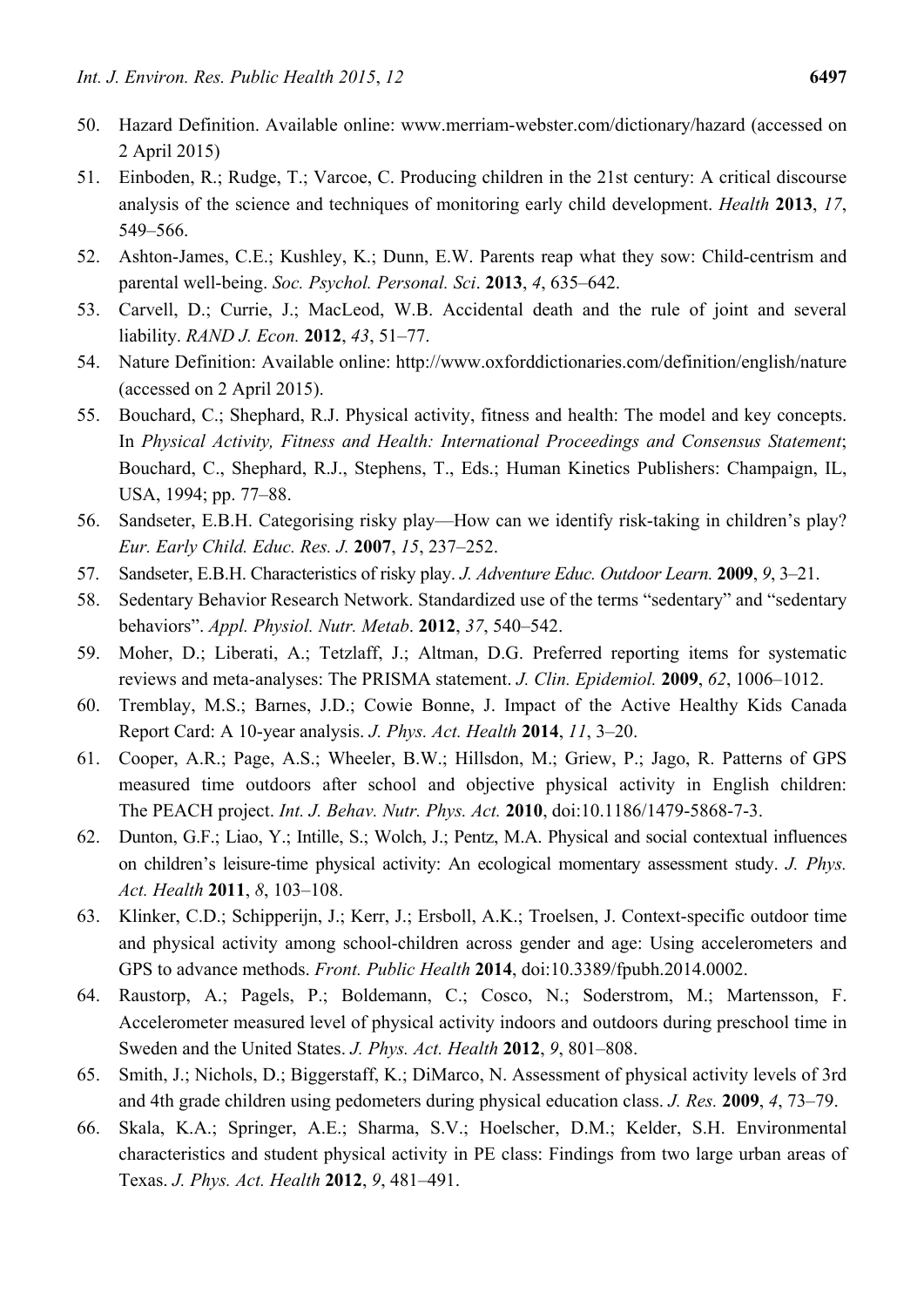50. Hazard Definition. Available online: www.merriam-webster.com/dictionary/hazard (accessed on 2 April 2015)
51. Einboden, R.; Rudge, T.; Varcoe, C. Producing children in the 21st century: A critical discourse analysis of the science and techniques of monitoring early child development. *Health* **2013**, *17*, 549–566.
52. Ashton-James, C.E.; Kushley, K.; Dunn, E.W. Parents reap what they sow: Child-centrism and parental well-being. *Soc. Psychol. Personal. Sci*. **2013**, *4*, 635–642.
53. Carvell, D.; Currie, J.; MacLeod, W.B. Accidental death and the rule of joint and several liability. *RAND J. Econ.* **2012**, *43*, 51–77.
54. Nature Definition: Available online: http://www.oxforddictionaries.com/definition/english/nature (accessed on 2 April 2015).
55. Bouchard, C.; Shephard, R.J. Physical activity, fitness and health: The model and key concepts. In *Physical Activity, Fitness and Health: International Proceedings and Consensus Statement*; Bouchard, C., Shephard, R.J., Stephens, T., Eds.; Human Kinetics Publishers: Champaign, IL, USA, 1994; pp. 77–88.
56. Sandseter, E.B.H. Categorising risky play—How can we identify risk-taking in children's play? *Eur. Early Child. Educ. Res. J.* **2007**, *15*, 237–252.
57. Sandseter, E.B.H. Characteristics of risky play. *J. Adventure Educ. Outdoor Learn.* **2009**, *9*, 3–21.
58. Sedentary Behavior Research Network. Standardized use of the terms "sedentary" and "sedentary behaviors". *Appl. Physiol. Nutr. Metab*. **2012**, *37*, 540–542.
59. Moher, D.; Liberati, A.; Tetzlaff, J.; Altman, D.G. Preferred reporting items for systematic reviews and meta-analyses: The PRISMA statement. *J. Clin. Epidemiol.* **2009**, *62*, 1006–1012.
60. Tremblay, M.S.; Barnes, J.D.; Cowie Bonne, J. Impact of the Active Healthy Kids Canada Report Card: A 10-year analysis. *J. Phys. Act. Health* **2014**, *11*, 3–20.
61. Cooper, A.R.; Page, A.S.; Wheeler, B.W.; Hillsdon, M.; Griew, P.; Jago, R. Patterns of GPS measured time outdoors after school and objective physical activity in English children: The PEACH project. *Int. J. Behav. Nutr. Phys. Act.* **2010**, doi:10.1186/1479-5868-7-3.
62. Dunton, G.F.; Liao, Y.; Intille, S.; Wolch, J.; Pentz, M.A. Physical and social contextual influences on children's leisure-time physical activity: An ecological momentary assessment study. *J. Phys. Act. Health* **2011**, *8*, 103–108.
63. Klinker, C.D.; Schipperijn, J.; Kerr, J.; Ersboll, A.K.; Troelsen, J. Context-specific outdoor time and physical activity among school-children across gender and age: Using accelerometers and GPS to advance methods. *Front. Public Health* **2014**, doi:10.3389/fpubh.2014.0002.
64. Raustorp, A.; Pagels, P.; Boldemann, C.; Cosco, N.; Soderstrom, M.; Martensson, F. Accelerometer measured level of physical activity indoors and outdoors during preschool time in Sweden and the United States. *J. Phys. Act. Health* **2012**, *9*, 801–808.
65. Smith, J.; Nichols, D.; Biggerstaff, K.; DiMarco, N. Assessment of physical activity levels of 3rd and 4th grade children using pedometers during physical education class. *J. Res.* **2009**, *4*, 73–79.
66. Skala, K.A.; Springer, A.E.; Sharma, S.V.; Hoelscher, D.M.; Kelder, S.H. Environmental characteristics and student physical activity in PE class: Findings from two large urban areas of Texas. *J. Phys. Act. Health* **2012**, *9*, 481–491.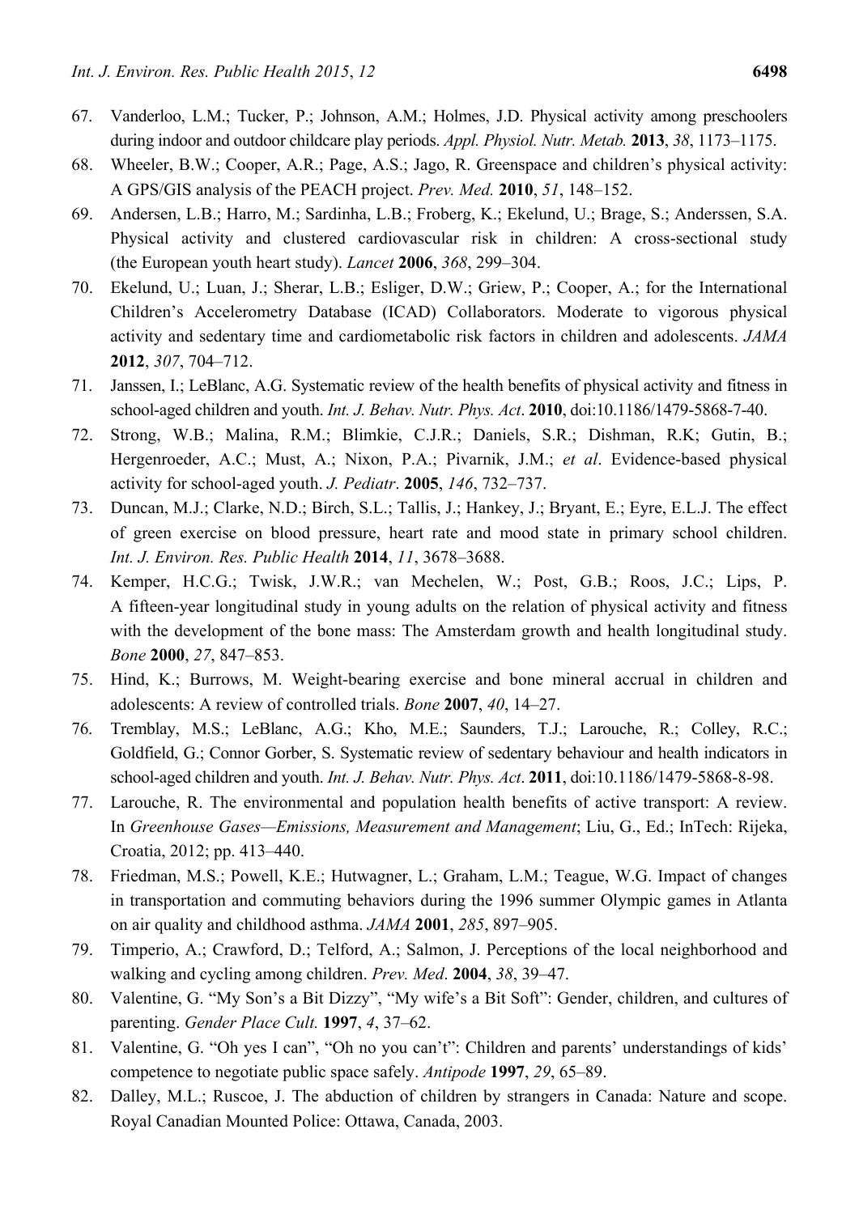67. Vanderloo, L.M.; Tucker, P.; Johnson, A.M.; Holmes, J.D. Physical activity among preschoolers during indoor and outdoor childcare play periods. *Appl. Physiol. Nutr. Metab.* **2013**, *38*, 1173–1175.
68. Wheeler, B.W.; Cooper, A.R.; Page, A.S.; Jago, R. Greenspace and children's physical activity: A GPS/GIS analysis of the PEACH project. *Prev. Med.* **2010**, *51*, 148–152.
69. Andersen, L.B.; Harro, M.; Sardinha, L.B.; Froberg, K.; Ekelund, U.; Brage, S.; Anderssen, S.A. Physical activity and clustered cardiovascular risk in children: A cross-sectional study (the European youth heart study). *Lancet* **2006**, *368*, 299–304.
70. Ekelund, U.; Luan, J.; Sherar, L.B.; Esliger, D.W.; Griew, P.; Cooper, A.; for the International Children's Accelerometry Database (ICAD) Collaborators. Moderate to vigorous physical activity and sedentary time and cardiometabolic risk factors in children and adolescents. *JAMA* **2012**, *307*, 704–712.
71. Janssen, I.; LeBlanc, A.G. Systematic review of the health benefits of physical activity and fitness in school-aged children and youth. *Int. J. Behav. Nutr. Phys. Act*. **2010**, doi:10.1186/1479-5868-7-40.
72. Strong, W.B.; Malina, R.M.; Blimkie, C.J.R.; Daniels, S.R.; Dishman, R.K; Gutin, B.; Hergenroeder, A.C.; Must, A.; Nixon, P.A.; Pivarnik, J.M.; *et al*. Evidence-based physical activity for school-aged youth. *J. Pediatr*. **2005**, *146*, 732–737.
73. Duncan, M.J.; Clarke, N.D.; Birch, S.L.; Tallis, J.; Hankey, J.; Bryant, E.; Eyre, E.L.J. The effect of green exercise on blood pressure, heart rate and mood state in primary school children. *Int. J. Environ. Res. Public Health* **2014**, *11*, 3678–3688.
74. Kemper, H.C.G.; Twisk, J.W.R.; van Mechelen, W.; Post, G.B.; Roos, J.C.; Lips, P. A fifteen-year longitudinal study in young adults on the relation of physical activity and fitness with the development of the bone mass: The Amsterdam growth and health longitudinal study. *Bone* **2000**, *27*, 847–853.
75. Hind, K.; Burrows, M. Weight-bearing exercise and bone mineral accrual in children and adolescents: A review of controlled trials. *Bone* **2007**, *40*, 14–27.
76. Tremblay, M.S.; LeBlanc, A.G.; Kho, M.E.; Saunders, T.J.; Larouche, R.; Colley, R.C.; Goldfield, G.; Connor Gorber, S. Systematic review of sedentary behaviour and health indicators in school-aged children and youth. *Int. J. Behav. Nutr. Phys. Act*. **2011**, doi:10.1186/1479-5868-8-98.
77. Larouche, R. The environmental and population health benefits of active transport: A review. In *Greenhouse Gases—Emissions, Measurement and Management*; Liu, G., Ed.; InTech: Rijeka, Croatia, 2012; pp. 413–440.
78. Friedman, M.S.; Powell, K.E.; Hutwagner, L.; Graham, L.M.; Teague, W.G. Impact of changes in transportation and commuting behaviors during the 1996 summer Olympic games in Atlanta on air quality and childhood asthma. *JAMA* **2001**, *285*, 897–905.
79. Timperio, A.; Crawford, D.; Telford, A.; Salmon, J. Perceptions of the local neighborhood and walking and cycling among children. *Prev. Med*. **2004**, *38*, 39–47.
80. Valentine, G. "My Son's a Bit Dizzy", "My wife's a Bit Soft": Gender, children, and cultures of parenting. *Gender Place Cult.* **1997**, *4*, 37–62.
81. Valentine, G. "Oh yes I can", "Oh no you can't": Children and parents' understandings of kids' competence to negotiate public space safely. *Antipode* **1997**, *29*, 65–89.
82. Dalley, M.L.; Ruscoe, J. The abduction of children by strangers in Canada: Nature and scope. Royal Canadian Mounted Police: Ottawa, Canada, 2003.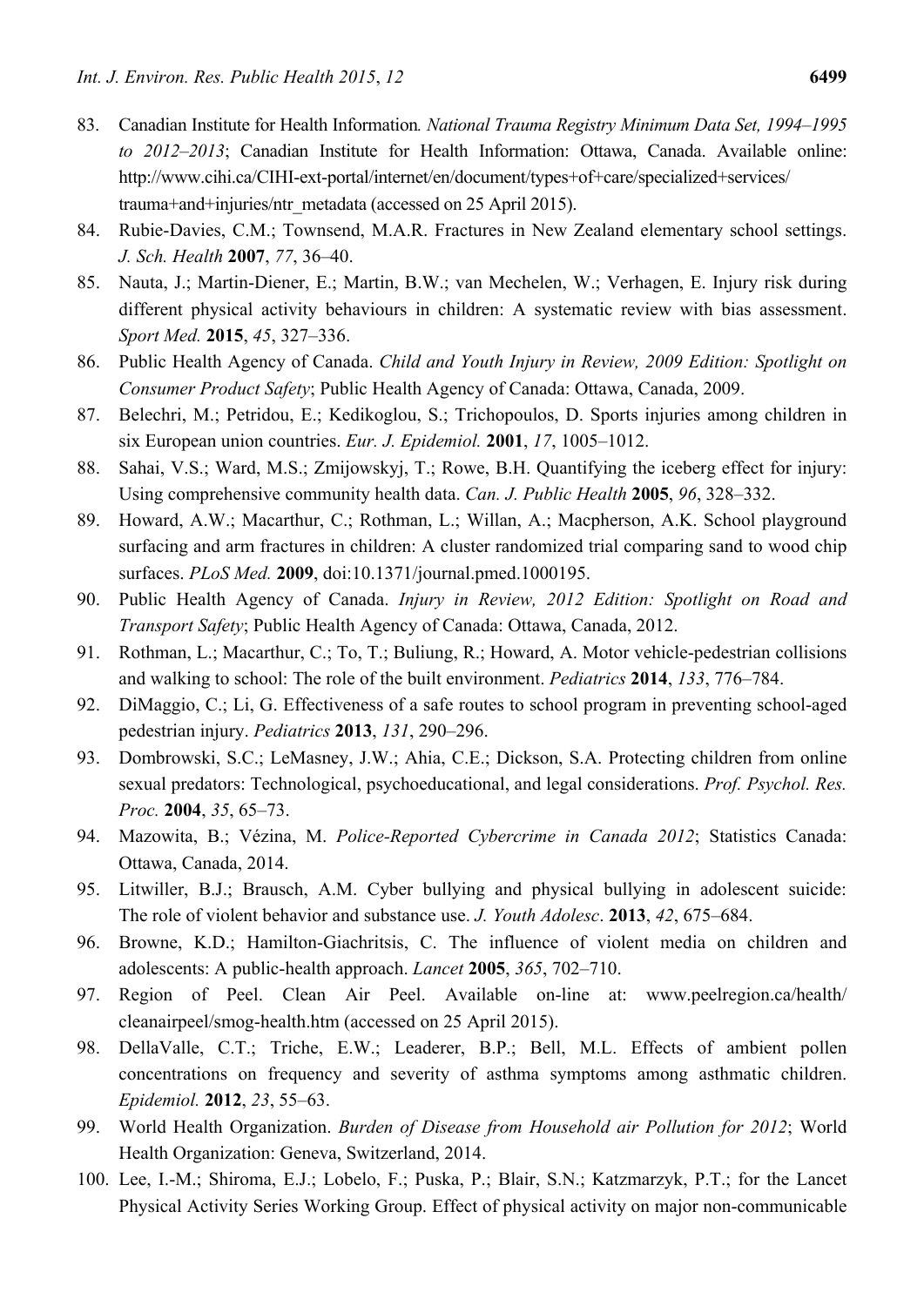83. Canadian Institute for Health Information*. National Trauma Registry Minimum Data Set, 1994–1995 to 2012–2013*; Canadian Institute for Health Information: Ottawa, Canada. Available online: http://www.cihi.ca/CIHI-ext-portal/internet/en/document/types+of+care/specialized+services/trauma+and+injuries/ntr_metadata (accessed on 25 April 2015).
84. Rubie-Davies, C.M.; Townsend, M.A.R. Fractures in New Zealand elementary school settings. *J. Sch. Health* **2007**, *77*, 36–40.
85. Nauta, J.; Martin-Diener, E.; Martin, B.W.; van Mechelen, W.; Verhagen, E. Injury risk during different physical activity behaviours in children: A systematic review with bias assessment. *Sport Med.* **2015**, *45*, 327–336.
86. Public Health Agency of Canada. *Child and Youth Injury in Review, 2009 Edition: Spotlight on Consumer Product Safety*; Public Health Agency of Canada: Ottawa, Canada, 2009.
87. Belechri, M.; Petridou, E.; Kedikoglou, S.; Trichopoulos, D. Sports injuries among children in six European union countries. *Eur. J. Epidemiol.* **2001**, *17*, 1005–1012.
88. Sahai, V.S.; Ward, M.S.; Zmijowskyj, T.; Rowe, B.H. Quantifying the iceberg effect for injury: Using comprehensive community health data. *Can. J. Public Health* **2005**, *96*, 328–332.
89. Howard, A.W.; Macarthur, C.; Rothman, L.; Willan, A.; Macpherson, A.K. School playground surfacing and arm fractures in children: A cluster randomized trial comparing sand to wood chip surfaces. *PLoS Med.* **2009**, doi:10.1371/journal.pmed.1000195.
90. Public Health Agency of Canada. *Injury in Review, 2012 Edition: Spotlight on Road and Transport Safety*; Public Health Agency of Canada: Ottawa, Canada, 2012.
91. Rothman, L.; Macarthur, C.; To, T.; Buliung, R.; Howard, A. Motor vehicle-pedestrian collisions and walking to school: The role of the built environment. *Pediatrics* **2014**, *133*, 776–784.
92. DiMaggio, C.; Li, G. Effectiveness of a safe routes to school program in preventing school-aged pedestrian injury. *Pediatrics* **2013**, *131*, 290–296.
93. Dombrowski, S.C.; LeMasney, J.W.; Ahia, C.E.; Dickson, S.A. Protecting children from online sexual predators: Technological, psychoeducational, and legal considerations. *Prof. Psychol. Res. Proc.* **2004**, *35*, 65–73.
94. Mazowita, B.; Vézina, M. *Police-Reported Cybercrime in Canada 2012*; Statistics Canada: Ottawa, Canada, 2014.
95. Litwiller, B.J.; Brausch, A.M. Cyber bullying and physical bullying in adolescent suicide: The role of violent behavior and substance use. *J. Youth Adolesc*. **2013**, *42*, 675–684.
96. Browne, K.D.; Hamilton-Giachritsis, C. The influence of violent media on children and adolescents: A public-health approach. *Lancet* **2005**, *365*, 702–710.
97. Region of Peel. Clean Air Peel. Available on-line at: www.peelregion.ca/health/cleanairpeel/smog-health.htm (accessed on 25 April 2015).
98. DellaValle, C.T.; Triche, E.W.; Leaderer, B.P.; Bell, M.L. Effects of ambient pollen concentrations on frequency and severity of asthma symptoms among asthmatic children. *Epidemiol.* **2012**, *23*, 55–63.
99. World Health Organization. *Burden of Disease from Household air Pollution for 2012*; World Health Organization: Geneva, Switzerland, 2014.
100. Lee, I.-M.; Shiroma, E.J.; Lobelo, F.; Puska, P.; Blair, S.N.; Katzmarzyk, P.T.; for the Lancet Physical Activity Series Working Group. Effect of physical activity on major non-communicable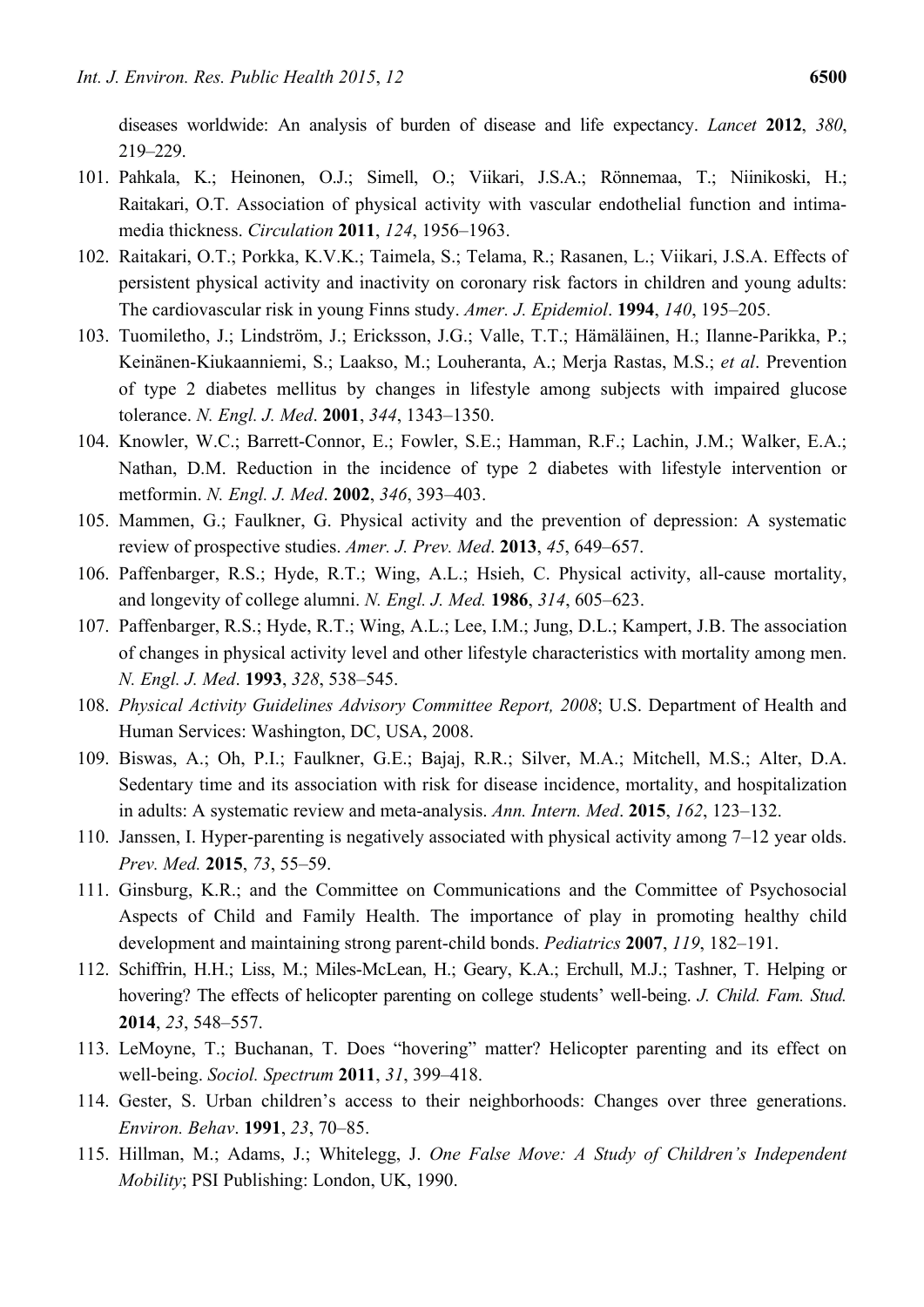diseases worldwide: An analysis of burden of disease and life expectancy. *Lancet* **2012**, *380*, 219–229.

101. Pahkala, K.; Heinonen, O.J.; Simell, O.; Viikari, J.S.A.; Rönnemaa, T.; Niinikoski, H.; Raitakari, O.T. Association of physical activity with vascular endothelial function and intima-media thickness. *Circulation* **2011**, *124*, 1956–1963.
102. Raitakari, O.T.; Porkka, K.V.K.; Taimela, S.; Telama, R.; Rasanen, L.; Viikari, J.S.A. Effects of persistent physical activity and inactivity on coronary risk factors in children and young adults: The cardiovascular risk in young Finns study. *Amer. J. Epidemiol*. **1994**, *140*, 195–205.
103. Tuomiletho, J.; Lindström, J.; Ericksson, J.G.; Valle, T.T.; Hämäläinen, H.; Ilanne-Parikka, P.; Keinänen-Kiukaanniemi, S.; Laakso, M.; Louheranta, A.; Merja Rastas, M.S.; *et al*. Prevention of type 2 diabetes mellitus by changes in lifestyle among subjects with impaired glucose tolerance. *N. Engl. J. Med*. **2001**, *344*, 1343–1350.
104. Knowler, W.C.; Barrett-Connor, E.; Fowler, S.E.; Hamman, R.F.; Lachin, J.M.; Walker, E.A.; Nathan, D.M. Reduction in the incidence of type 2 diabetes with lifestyle intervention or metformin. *N. Engl. J. Med*. **2002**, *346*, 393–403.
105. Mammen, G.; Faulkner, G. Physical activity and the prevention of depression: A systematic review of prospective studies. *Amer. J. Prev. Med*. **2013**, *45*, 649–657.
106. Paffenbarger, R.S.; Hyde, R.T.; Wing, A.L.; Hsieh, C. Physical activity, all-cause mortality, and longevity of college alumni. *N. Engl. J. Med.* **1986**, *314*, 605–623.
107. Paffenbarger, R.S.; Hyde, R.T.; Wing, A.L.; Lee, I.M.; Jung, D.L.; Kampert, J.B. The association of changes in physical activity level and other lifestyle characteristics with mortality among men. *N. Engl. J. Med*. **1993**, *328*, 538–545.
108. *Physical Activity Guidelines Advisory Committee Report, 2008*; U.S. Department of Health and Human Services: Washington, DC, USA, 2008.
109. Biswas, A.; Oh, P.I.; Faulkner, G.E.; Bajaj, R.R.; Silver, M.A.; Mitchell, M.S.; Alter, D.A. Sedentary time and its association with risk for disease incidence, mortality, and hospitalization in adults: A systematic review and meta-analysis. *Ann. Intern. Med*. **2015**, *162*, 123–132.
110. Janssen, I. Hyper-parenting is negatively associated with physical activity among 7–12 year olds. *Prev. Med.* **2015**, *73*, 55–59.
111. Ginsburg, K.R.; and the Committee on Communications and the Committee of Psychosocial Aspects of Child and Family Health. The importance of play in promoting healthy child development and maintaining strong parent-child bonds. *Pediatrics* **2007**, *119*, 182–191.
112. Schiffrin, H.H.; Liss, M.; Miles-McLean, H.; Geary, K.A.; Erchull, M.J.; Tashner, T. Helping or hovering? The effects of helicopter parenting on college students' well-being. *J. Child. Fam. Stud.* **2014**, *23*, 548–557.
113. LeMoyne, T.; Buchanan, T. Does "hovering" matter? Helicopter parenting and its effect on well-being. *Sociol. Spectrum* **2011**, *31*, 399–418.
114. Gester, S. Urban children's access to their neighborhoods: Changes over three generations. *Environ. Behav*. **1991**, *23*, 70–85.
115. Hillman, M.; Adams, J.; Whitelegg, J. *One False Move: A Study of Children's Independent Mobility*; PSI Publishing: London, UK, 1990.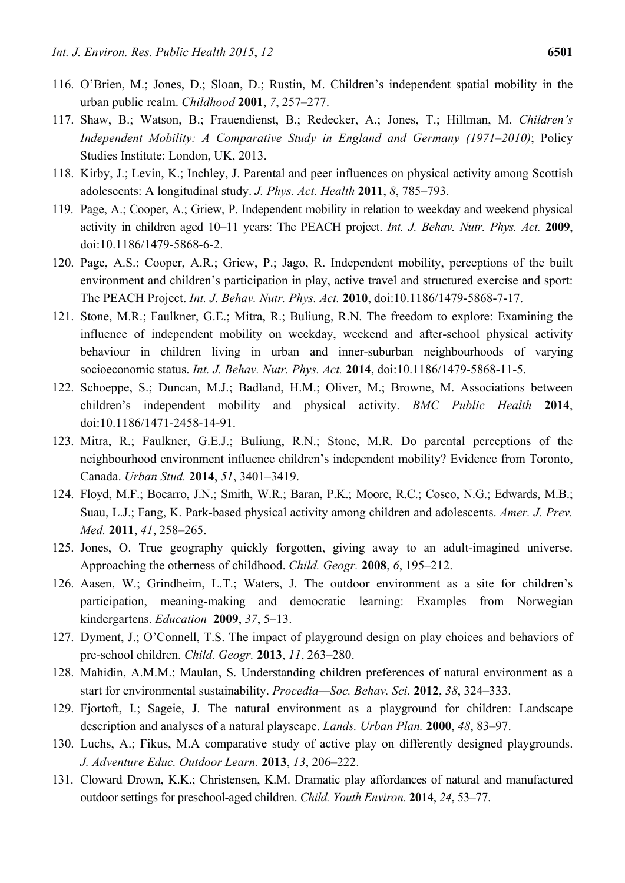116. O'Brien, M.; Jones, D.; Sloan, D.; Rustin, M. Children's independent spatial mobility in the urban public realm. *Childhood* **2001**, *7*, 257–277.
117. Shaw, B.; Watson, B.; Frauendienst, B.; Redecker, A.; Jones, T.; Hillman, M. *Children's Independent Mobility: A Comparative Study in England and Germany (1971–2010)*; Policy Studies Institute: London, UK, 2013.
118. Kirby, J.; Levin, K.; Inchley, J. Parental and peer influences on physical activity among Scottish adolescents: A longitudinal study. *J. Phys. Act. Health* **2011**, *8*, 785–793.
119. Page, A.; Cooper, A.; Griew, P. Independent mobility in relation to weekday and weekend physical activity in children aged 10–11 years: The PEACH project. *Int. J. Behav. Nutr. Phys. Act.* **2009**, doi:10.1186/1479-5868-6-2.
120. Page, A.S.; Cooper, A.R.; Griew, P.; Jago, R. Independent mobility, perceptions of the built environment and children's participation in play, active travel and structured exercise and sport: The PEACH Project. *Int. J. Behav. Nutr. Phys. Act.* **2010**, doi:10.1186/1479-5868-7-17.
121. Stone, M.R.; Faulkner, G.E.; Mitra, R.; Buliung, R.N. The freedom to explore: Examining the influence of independent mobility on weekday, weekend and after-school physical activity behaviour in children living in urban and inner-suburban neighbourhoods of varying socioeconomic status. *Int. J. Behav. Nutr. Phys. Act.* **2014**, doi:10.1186/1479-5868-11-5.
122. Schoeppe, S.; Duncan, M.J.; Badland, H.M.; Oliver, M.; Browne, M. Associations between children's independent mobility and physical activity. *BMC Public Health* **2014**, doi:10.1186/1471-2458-14-91.
123. Mitra, R.; Faulkner, G.E.J.; Buliung, R.N.; Stone, M.R. Do parental perceptions of the neighbourhood environment influence children's independent mobility? Evidence from Toronto, Canada. *Urban Stud.* **2014**, *51*, 3401–3419.
124. Floyd, M.F.; Bocarro, J.N.; Smith, W.R.; Baran, P.K.; Moore, R.C.; Cosco, N.G.; Edwards, M.B.; Suau, L.J.; Fang, K. Park-based physical activity among children and adolescents. *Amer. J. Prev. Med.* **2011**, *41*, 258–265.
125. Jones, O. True geography quickly forgotten, giving away to an adult-imagined universe. Approaching the otherness of childhood. *Child. Geogr.* **2008**, *6*, 195–212.
126. Aasen, W.; Grindheim, L.T.; Waters, J. The outdoor environment as a site for children's participation, meaning-making and democratic learning: Examples from Norwegian kindergartens. *Education* **2009**, *37*, 5–13.
127. Dyment, J.; O'Connell, T.S. The impact of playground design on play choices and behaviors of pre-school children. *Child. Geogr.* **2013**, *11*, 263–280.
128. Mahidin, A.M.M.; Maulan, S. Understanding children preferences of natural environment as a start for environmental sustainability. *Procedia—Soc. Behav. Sci.* **2012**, *38*, 324–333.
129. Fjortoft, I.; Sageie, J. The natural environment as a playground for children: Landscape description and analyses of a natural playscape. *Lands. Urban Plan.* **2000**, *48*, 83–97.
130. Luchs, A.; Fikus, M.A comparative study of active play on differently designed playgrounds. *J. Adventure Educ. Outdoor Learn.* **2013**, *13*, 206–222.
131. Cloward Drown, K.K.; Christensen, K.M. Dramatic play affordances of natural and manufactured outdoor settings for preschool-aged children. *Child. Youth Environ.* **2014**, *24*, 53–77.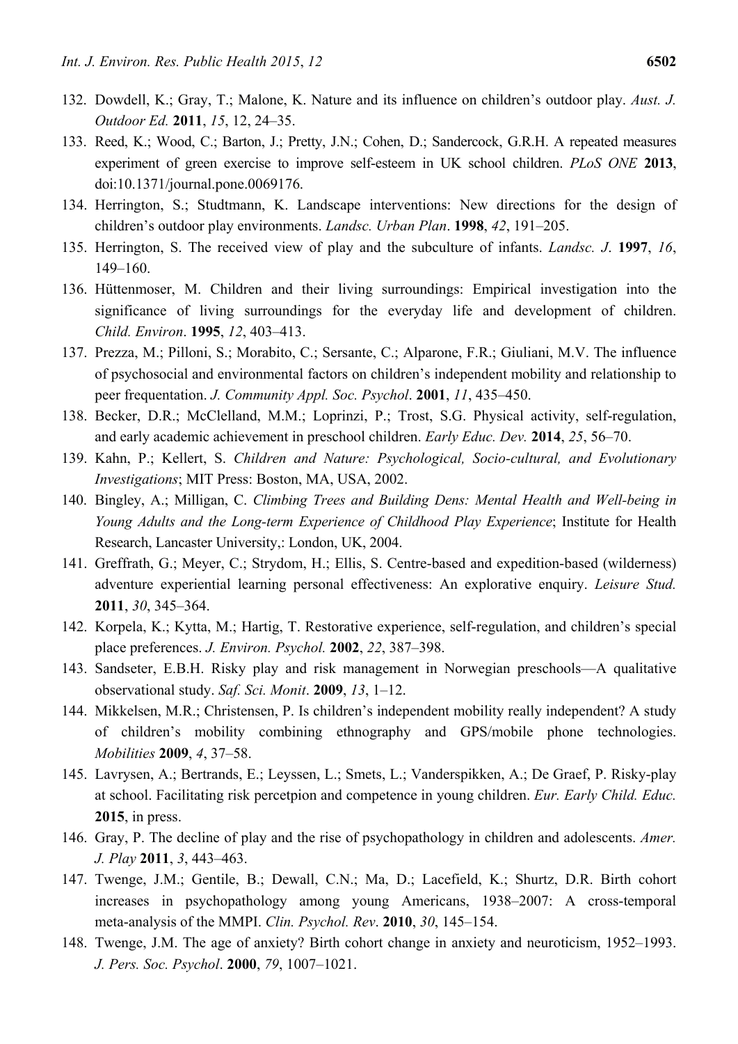132. Dowdell, K.; Gray, T.; Malone, K. Nature and its influence on children's outdoor play. *Aust. J. Outdoor Ed.* **2011**, *15*, 12, 24–35.
133. Reed, K.; Wood, C.; Barton, J.; Pretty, J.N.; Cohen, D.; Sandercock, G.R.H. A repeated measures experiment of green exercise to improve self-esteem in UK school children. *PLoS ONE* **2013**, doi:10.1371/journal.pone.0069176.
134. Herrington, S.; Studtmann, K. Landscape interventions: New directions for the design of children's outdoor play environments. *Landsc. Urban Plan*. **1998**, *42*, 191–205.
135. Herrington, S. The received view of play and the subculture of infants. *Landsc. J*. **1997**, *16*, 149–160.
136. Hüttenmoser, M. Children and their living surroundings: Empirical investigation into the significance of living surroundings for the everyday life and development of children. *Child. Environ*. **1995**, *12*, 403–413.
137. Prezza, M.; Pilloni, S.; Morabito, C.; Sersante, C.; Alparone, F.R.; Giuliani, M.V. The influence of psychosocial and environmental factors on children's independent mobility and relationship to peer frequentation. *J. Community Appl. Soc. Psychol*. **2001**, *11*, 435–450.
138. Becker, D.R.; McClelland, M.M.; Loprinzi, P.; Trost, S.G. Physical activity, self-regulation, and early academic achievement in preschool children. *Early Educ. Dev.* **2014**, *25*, 56–70.
139. Kahn, P.; Kellert, S. *Children and Nature: Psychological, Socio-cultural, and Evolutionary Investigations*; MIT Press: Boston, MA, USA, 2002.
140. Bingley, A.; Milligan, C. *Climbing Trees and Building Dens: Mental Health and Well-being in Young Adults and the Long-term Experience of Childhood Play Experience*; Institute for Health Research, Lancaster University,: London, UK, 2004.
141. Greffrath, G.; Meyer, C.; Strydom, H.; Ellis, S. Centre-based and expedition-based (wilderness) adventure experiential learning personal effectiveness: An explorative enquiry. *Leisure Stud.* **2011**, *30*, 345–364.
142. Korpela, K.; Kytta, M.; Hartig, T. Restorative experience, self-regulation, and children's special place preferences. *J. Environ. Psychol.* **2002**, *22*, 387–398.
143. Sandseter, E.B.H. Risky play and risk management in Norwegian preschools—A qualitative observational study. *Saf. Sci. Monit*. **2009**, *13*, 1–12.
144. Mikkelsen, M.R.; Christensen, P. Is children's independent mobility really independent? A study of children's mobility combining ethnography and GPS/mobile phone technologies. *Mobilities* **2009**, *4*, 37–58.
145. Lavrysen, A.; Bertrands, E.; Leyssen, L.; Smets, L.; Vanderspikken, A.; De Graef, P. Risky-play at school. Facilitating risk percetpion and competence in young children. *Eur. Early Child. Educ.* **2015**, in press.
146. Gray, P. The decline of play and the rise of psychopathology in children and adolescents. *Amer. J. Play* **2011**, *3*, 443–463.
147. Twenge, J.M.; Gentile, B.; Dewall, C.N.; Ma, D.; Lacefield, K.; Shurtz, D.R. Birth cohort increases in psychopathology among young Americans, 1938–2007: A cross-temporal meta-analysis of the MMPI. *Clin. Psychol. Rev*. **2010**, *30*, 145–154.
148. Twenge, J.M. The age of anxiety? Birth cohort change in anxiety and neuroticism, 1952–1993. *J. Pers. Soc. Psychol*. **2000**, *79*, 1007–1021.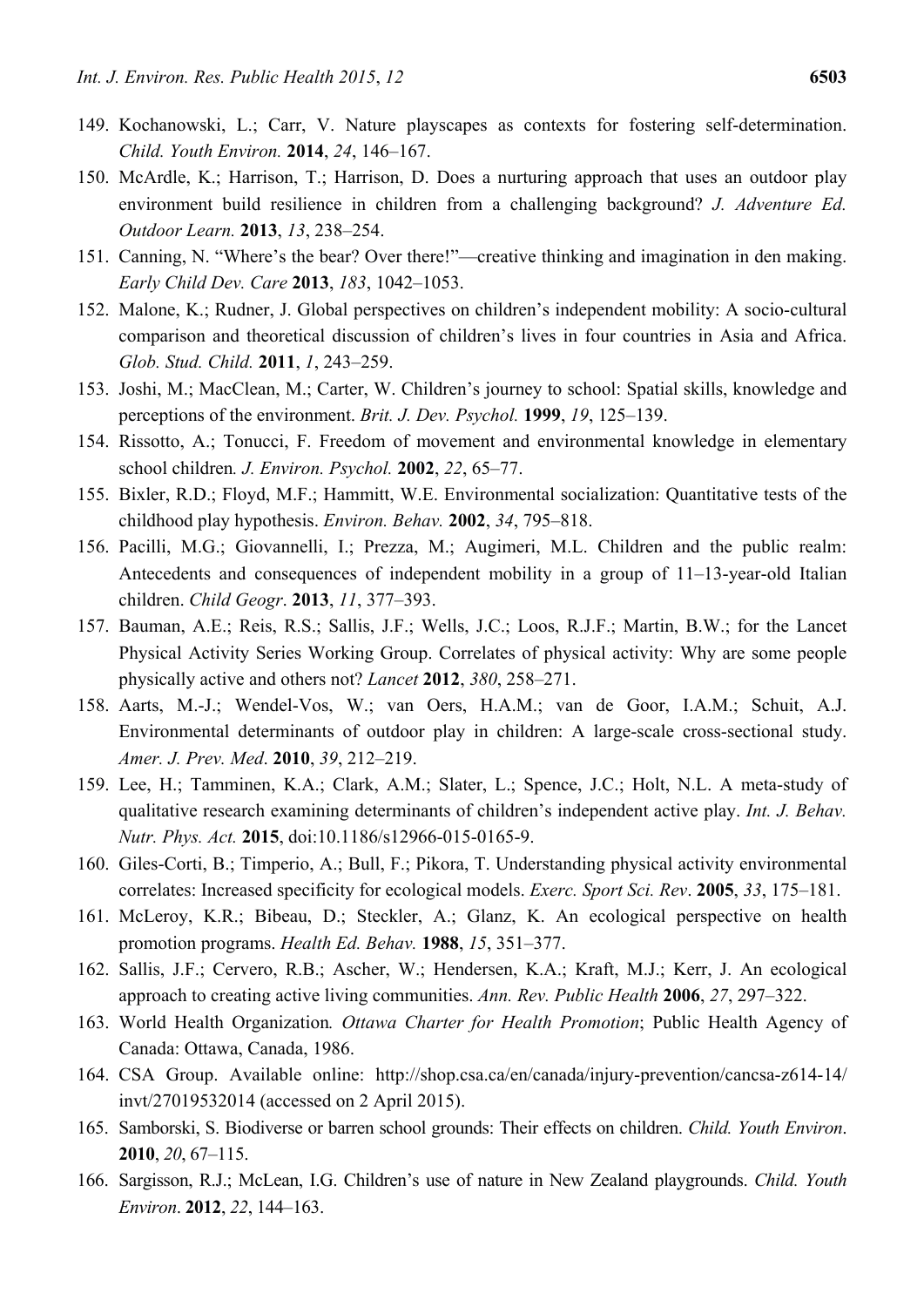149. Kochanowski, L.; Carr, V. Nature playscapes as contexts for fostering self-determination. *Child. Youth Environ.* **2014**, *24*, 146–167.
150. McArdle, K.; Harrison, T.; Harrison, D. Does a nurturing approach that uses an outdoor play environment build resilience in children from a challenging background? *J. Adventure Ed. Outdoor Learn.* **2013**, *13*, 238–254.
151. Canning, N. "Where's the bear? Over there!"—creative thinking and imagination in den making. *Early Child Dev. Care* **2013**, *183*, 1042–1053.
152. Malone, K.; Rudner, J. Global perspectives on children's independent mobility: A socio-cultural comparison and theoretical discussion of children's lives in four countries in Asia and Africa. *Glob. Stud. Child.* **2011**, *1*, 243–259.
153. Joshi, M.; MacClean, M.; Carter, W. Children's journey to school: Spatial skills, knowledge and perceptions of the environment. *Brit. J. Dev. Psychol.* **1999**, *19*, 125–139.
154. Rissotto, A.; Tonucci, F. Freedom of movement and environmental knowledge in elementary school children*. J. Environ. Psychol.* **2002**, *22*, 65–77.
155. Bixler, R.D.; Floyd, M.F.; Hammitt, W.E. Environmental socialization: Quantitative tests of the childhood play hypothesis. *Environ. Behav.* **2002**, *34*, 795–818.
156. Pacilli, M.G.; Giovannelli, I.; Prezza, M.; Augimeri, M.L. Children and the public realm: Antecedents and consequences of independent mobility in a group of 11–13-year-old Italian children. *Child Geogr*. **2013**, *11*, 377–393.
157. Bauman, A.E.; Reis, R.S.; Sallis, J.F.; Wells, J.C.; Loos, R.J.F.; Martin, B.W.; for the Lancet Physical Activity Series Working Group. Correlates of physical activity: Why are some people physically active and others not? *Lancet* **2012**, *380*, 258–271.
158. Aarts, M.-J.; Wendel-Vos, W.; van Oers, H.A.M.; van de Goor, I.A.M.; Schuit, A.J. Environmental determinants of outdoor play in children: A large-scale cross-sectional study. *Amer. J. Prev. Med*. **2010**, *39*, 212–219.
159. Lee, H.; Tamminen, K.A.; Clark, A.M.; Slater, L.; Spence, J.C.; Holt, N.L. A meta-study of qualitative research examining determinants of children's independent active play. *Int. J. Behav. Nutr. Phys. Act.* **2015**, doi:10.1186/s12966-015-0165-9.
160. Giles-Corti, B.; Timperio, A.; Bull, F.; Pikora, T. Understanding physical activity environmental correlates: Increased specificity for ecological models. *Exerc. Sport Sci. Rev*. **2005**, *33*, 175–181.
161. McLeroy, K.R.; Bibeau, D.; Steckler, A.; Glanz, K. An ecological perspective on health promotion programs. *Health Ed. Behav.* **1988**, *15*, 351–377.
162. Sallis, J.F.; Cervero, R.B.; Ascher, W.; Hendersen, K.A.; Kraft, M.J.; Kerr, J. An ecological approach to creating active living communities. *Ann. Rev. Public Health* **2006**, *27*, 297–322.
163. World Health Organization*. Ottawa Charter for Health Promotion*; Public Health Agency of Canada: Ottawa, Canada, 1986.
164. CSA Group. Available online: http://shop.csa.ca/en/canada/injury-prevention/cancsa-z614-14/invt/27019532014 (accessed on 2 April 2015).
165. Samborski, S. Biodiverse or barren school grounds: Their effects on children. *Child. Youth Environ*. **2010**, *20*, 67–115.
166. Sargisson, R.J.; McLean, I.G. Children's use of nature in New Zealand playgrounds. *Child. Youth Environ*. **2012**, *22*, 144–163.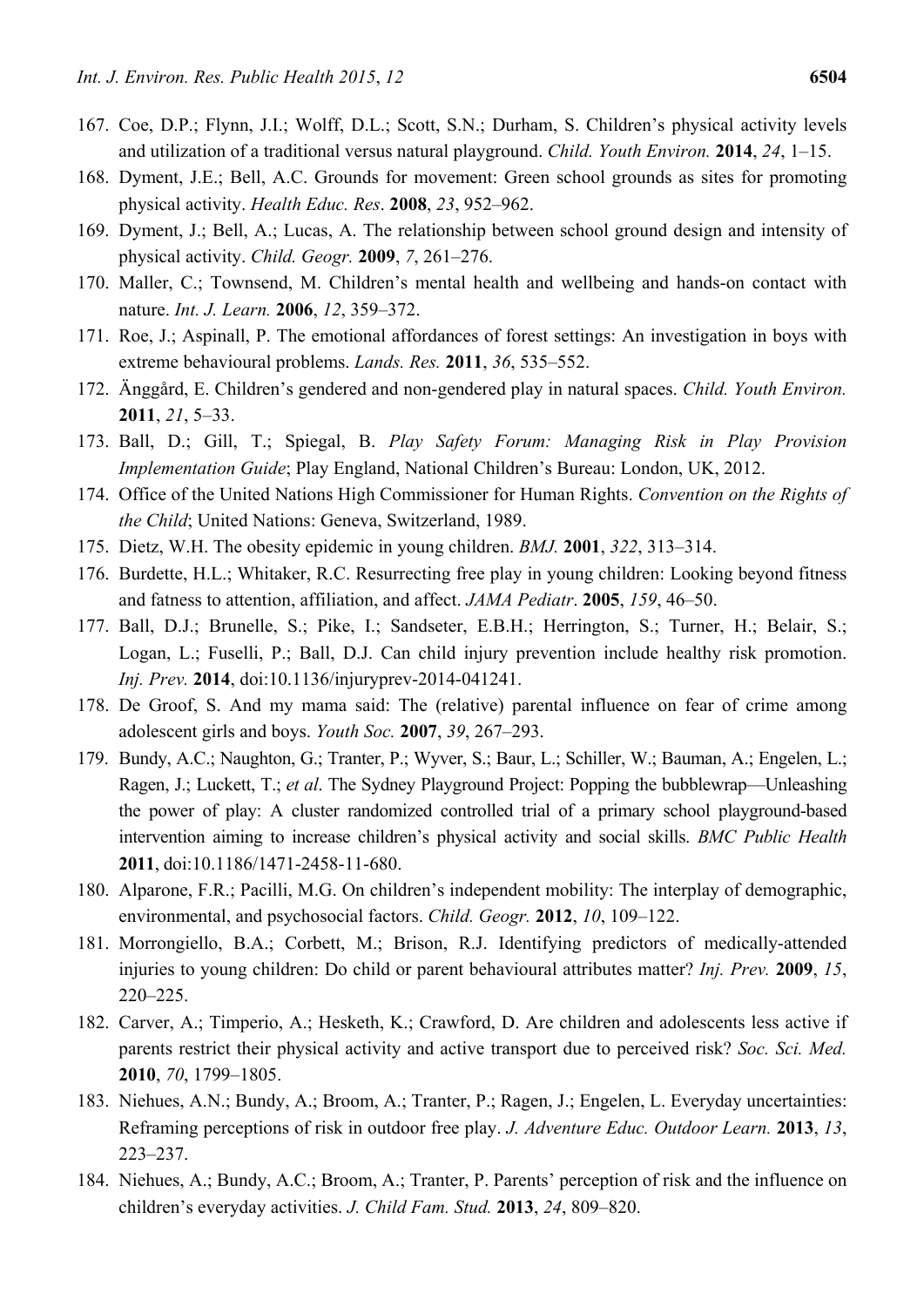167. Coe, D.P.; Flynn, J.I.; Wolff, D.L.; Scott, S.N.; Durham, S. Children's physical activity levels and utilization of a traditional versus natural playground. *Child. Youth Environ.* **2014**, *24*, 1–15.
168. Dyment, J.E.; Bell, A.C. Grounds for movement: Green school grounds as sites for promoting physical activity. *Health Educ. Res*. **2008**, *23*, 952–962.
169. Dyment, J.; Bell, A.; Lucas, A. The relationship between school ground design and intensity of physical activity. *Child. Geogr.* **2009**, *7*, 261–276.
170. Maller, C.; Townsend, M. Children's mental health and wellbeing and hands-on contact with nature. *Int. J. Learn.* **2006**, *12*, 359–372.
171. Roe, J.; Aspinall, P. The emotional affordances of forest settings: An investigation in boys with extreme behavioural problems. *Lands. Res.* **2011**, *36*, 535–552.
172. Änggård, E. Children's gendered and non-gendered play in natural spaces. *Child. Youth Environ.* **2011**, *21*, 5–33.
173. Ball, D.; Gill, T.; Spiegal, B. *Play Safety Forum: Managing Risk in Play Provision Implementation Guide*; Play England, National Children's Bureau: London, UK, 2012.
174. Office of the United Nations High Commissioner for Human Rights. *Convention on the Rights of the Child*; United Nations: Geneva, Switzerland, 1989.
175. Dietz, W.H. The obesity epidemic in young children. *BMJ.* **2001**, *322*, 313–314.
176. Burdette, H.L.; Whitaker, R.C. Resurrecting free play in young children: Looking beyond fitness and fatness to attention, affiliation, and affect. *JAMA Pediatr*. **2005**, *159*, 46–50.
177. Ball, D.J.; Brunelle, S.; Pike, I.; Sandseter, E.B.H.; Herrington, S.; Turner, H.; Belair, S.; Logan, L.; Fuselli, P.; Ball, D.J. Can child injury prevention include healthy risk promotion. *Inj. Prev.* **2014**, doi:10.1136/injuryprev-2014-041241.
178. De Groof, S. And my mama said: The (relative) parental influence on fear of crime among adolescent girls and boys. *Youth Soc.* **2007**, *39*, 267–293.
179. Bundy, A.C.; Naughton, G.; Tranter, P.; Wyver, S.; Baur, L.; Schiller, W.; Bauman, A.; Engelen, L.; Ragen, J.; Luckett, T.; *et al*. The Sydney Playground Project: Popping the bubblewrap—Unleashing the power of play: A cluster randomized controlled trial of a primary school playground-based intervention aiming to increase children's physical activity and social skills. *BMC Public Health* **2011**, doi:10.1186/1471-2458-11-680.
180. Alparone, F.R.; Pacilli, M.G. On children's independent mobility: The interplay of demographic, environmental, and psychosocial factors. *Child. Geogr.* **2012**, *10*, 109–122.
181. Morrongiello, B.A.; Corbett, M.; Brison, R.J. Identifying predictors of medically-attended injuries to young children: Do child or parent behavioural attributes matter? *Inj. Prev.* **2009**, *15*, 220–225.
182. Carver, A.; Timperio, A.; Hesketh, K.; Crawford, D. Are children and adolescents less active if parents restrict their physical activity and active transport due to perceived risk? *Soc. Sci. Med.* **2010**, *70*, 1799–1805.
183. Niehues, A.N.; Bundy, A.; Broom, A.; Tranter, P.; Ragen, J.; Engelen, L. Everyday uncertainties: Reframing perceptions of risk in outdoor free play. *J. Adventure Educ. Outdoor Learn.* **2013**, *13*, 223–237.
184. Niehues, A.; Bundy, A.C.; Broom, A.; Tranter, P. Parents' perception of risk and the influence on children's everyday activities. *J. Child Fam. Stud.* **2013**, *24*, 809–820.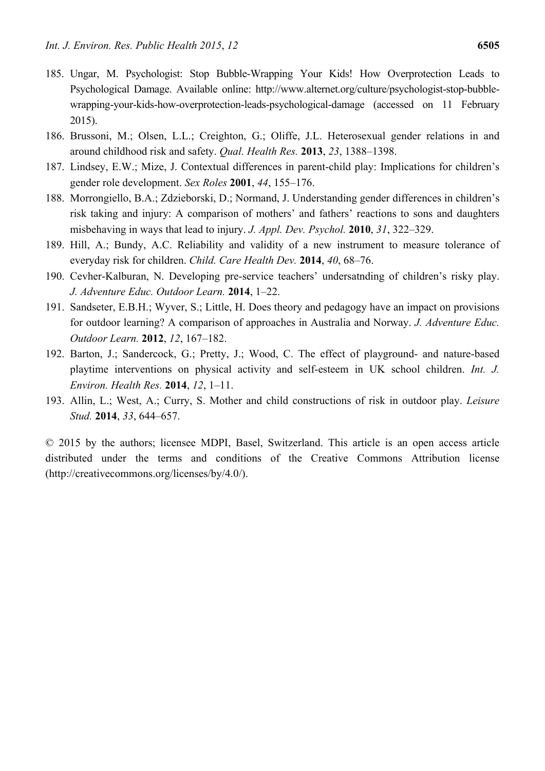185. Ungar, M. Psychologist: Stop Bubble-Wrapping Your Kids! How Overprotection Leads to Psychological Damage. Available online: http://www.alternet.org/culture/psychologist-stop-bubble-wrapping-your-kids-how-overprotection-leads-psychological-damage (accessed on 11 February 2015).
186. Brussoni, M.; Olsen, L.L.; Creighton, G.; Oliffe, J.L. Heterosexual gender relations in and around childhood risk and safety. *Qual. Health Res.* **2013**, *23*, 1388–1398.
187. Lindsey, E.W.; Mize, J. Contextual differences in parent-child play: Implications for children's gender role development. *Sex Roles* **2001**, *44*, 155–176.
188. Morrongiello, B.A.; Zdzieborski, D.; Normand, J. Understanding gender differences in children's risk taking and injury: A comparison of mothers' and fathers' reactions to sons and daughters misbehaving in ways that lead to injury. *J. Appl. Dev. Psychol.* **2010**, *31*, 322–329.
189. Hill, A.; Bundy, A.C. Reliability and validity of a new instrument to measure tolerance of everyday risk for children. *Child. Care Health Dev.* **2014**, *40*, 68–76.
190. Cevher-Kalburan, N. Developing pre-service teachers' undersatnding of children's risky play. *J. Adventure Educ. Outdoor Learn.* **2014**, 1–22.
191. Sandseter, E.B.H.; Wyver, S.; Little, H. Does theory and pedagogy have an impact on provisions for outdoor learning? A comparison of approaches in Australia and Norway. *J. Adventure Educ. Outdoor Learn.* **2012**, *12*, 167–182.
192. Barton, J.; Sandercock, G.; Pretty, J.; Wood, C. The effect of playground- and nature-based playtime interventions on physical activity and self-esteem in UK school children. *Int. J. Environ. Health Res.* **2014**, *12*, 1–11.
193. Allin, L.; West, A.; Curry, S. Mother and child constructions of risk in outdoor play. *Leisure Stud.* **2014**, *33*, 644–657.

© 2015 by the authors; licensee MDPI, Basel, Switzerland. This article is an open access article distributed under the terms and conditions of the Creative Commons Attribution license (http://creativecommons.org/licenses/by/4.0/).